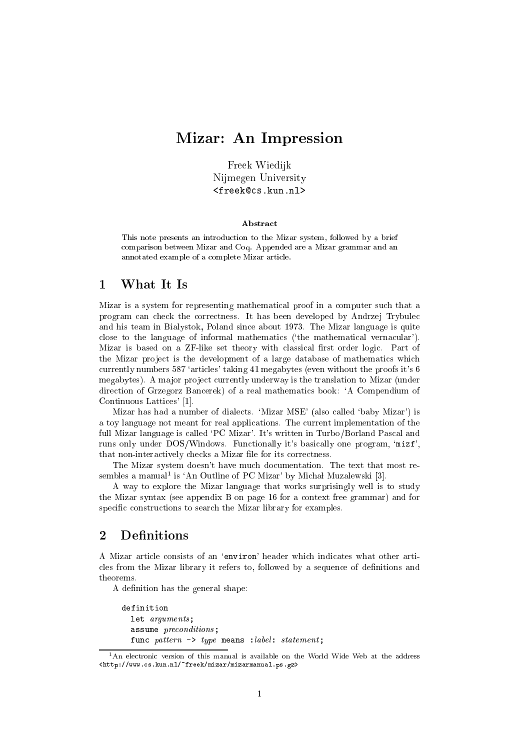# Mizar: An Impression

Freek Wiedijk
Nijmegen University
<freek@cs.kun.nl>

**Abstract**

This note presents an introduction to the Mizar system, followed by a brief comparison between Mizar and Coq. Appended are a Mizar grammar and an annotated example of a complete Mizar article.

## 1 What It Is

Mizar is a system for representing mathematical proof in a computer such that a program can check the correctness. It has been developed by Andrzej Trybulec and his team in Bialystok, Poland since about 1973. The Mizar language is quite close to the language of informal mathematics ('the mathematical vernacular'). Mizar is based on a ZF-like set theory with classical first order logic. Part of the Mizar project is the development of a large database of mathematics which currently numbers 587 'articles' taking 41 megabytes (even without the proofs it's 6 megabytes). A major project currently underway is the translation to Mizar (under direction of Grzegorz Bancerek) of a real mathematics book: 'A Compendium of Continuous Lattices' [1].

Mizar has had a number of dialects. 'Mizar MSE' (also called 'baby Mizar') is a toy language not meant for real applications. The current implementation of the full Mizar language is called 'PC Mizar'. It's written in Turbo/Borland Pascal and runs only under DOS/Windows. Functionally it's basically one program, '`mizf`', that non-interactively checks a Mizar file for its correctness.

The Mizar system doesn't have much documentation. The text that most resembles a manual[1] is 'An Outline of PC Mizar' by Michał Muzalewski [3].

A way to explore the Mizar language that works surprisingly well is to study the Mizar syntax (see appendix B on page 16 for a context free grammar) and for specific constructions to search the Mizar library for examples.

## 2 Definitions

A Mizar article consists of an '`environ`' header which indicates what other articles from the Mizar library it refers to, followed by a sequence of definitions and theorems.

A definition has the general shape:

```
definition
  let arguments;
  assume preconditions;
  func pattern -> type means :label: statement;
```

[1]An electronic version of this manual is available on the World Wide Web at the address <http://www.cs.kun.nl/~freek/mizar/mizarmanual.ps.gz>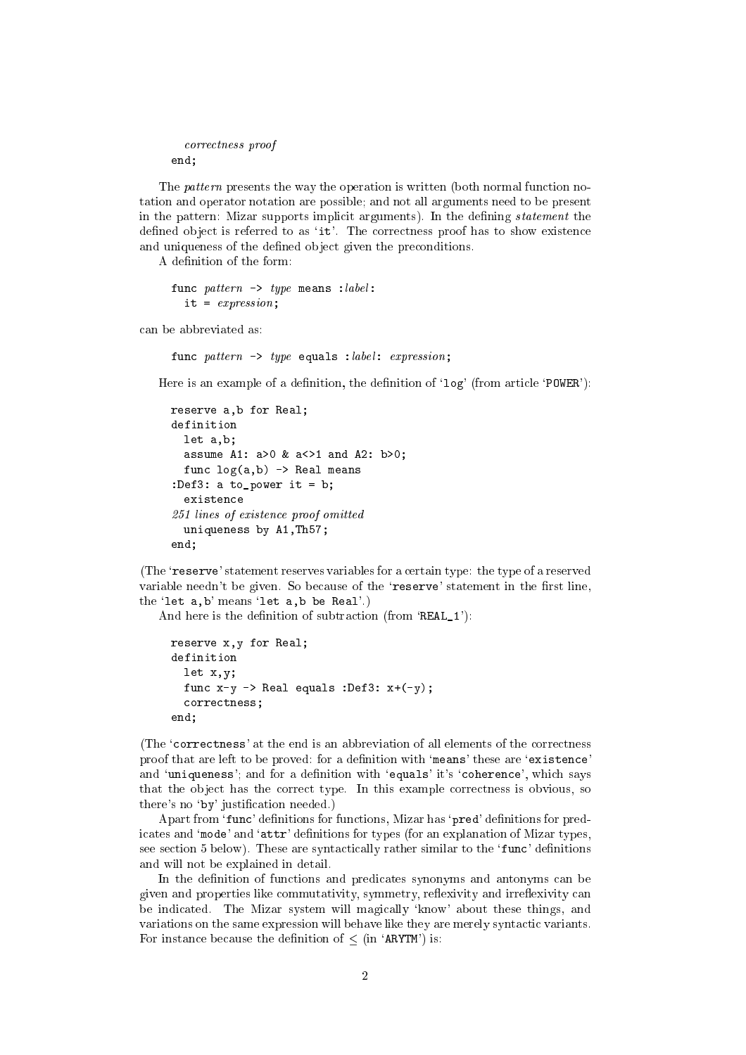```
    correctness proof
  end;
```

The *pattern* presents the way the operation is written (both normal function notation and operator notation are possible; and not all arguments need to be present in the pattern: Mizar supports implicit arguments). In the defining *statement* the defined object is referred to as '`it`'. The correctness proof has to show existence and uniqueness of the defined object given the preconditions.

A definition of the form:

```
func pattern -> type means :label:
  it = expression;
```

can be abbreviated as:

```
func pattern -> type equals :label: expression;
```

Here is an example of a definition, the definition of '`log`' (from article '`POWER`'):

```
reserve a,b for Real;
definition
  let a,b;
  assume A1: a>0 & a<>1 and A2: b>0;
  func log(a,b) -> Real means
:Def3: a to_power it = b;
  existence
251 lines of existence proof omitted
  uniqueness by A1,Th57;
end;
```

(The '`reserve`' statement reserves variables for a certain type: the type of a reserved variable needn't be given. So because of the '`reserve`' statement in the first line, the '`let a,b`' means '`let a,b be Real`'.)

And here is the definition of subtraction (from '`REAL_1`'):

```
reserve x,y for Real;
definition
  let x,y;
  func x-y -> Real equals :Def3: x+(-y);
  correctness;
end;
```

(The '`correctness`' at the end is an abbreviation of all elements of the correctness proof that are left to be proved: for a definition with '`means`' these are '`existence`' and '`uniqueness`'; and for a definition with '`equals`' it's '`coherence`', which says that the object has the correct type. In this example correctness is obvious, so there's no '`by`' justification needed.)

Apart from '`func`' definitions for functions, Mizar has '`pred`' definitions for predicates and '`mode`' and '`attr`' definitions for types (for an explanation of Mizar types, see section 5 below). These are syntactically rather similar to the '`func`' definitions and will not be explained in detail.

In the definition of functions and predicates synonyms and antonyms can be given and properties like commutativity, symmetry, reflexivity and irreflexivity can be indicated. The Mizar system will magically 'know' about these things, and variations on the same expression will behave like they are merely syntactic variants. For instance because the definition of $\leq$ (in '`ARYTM`') is: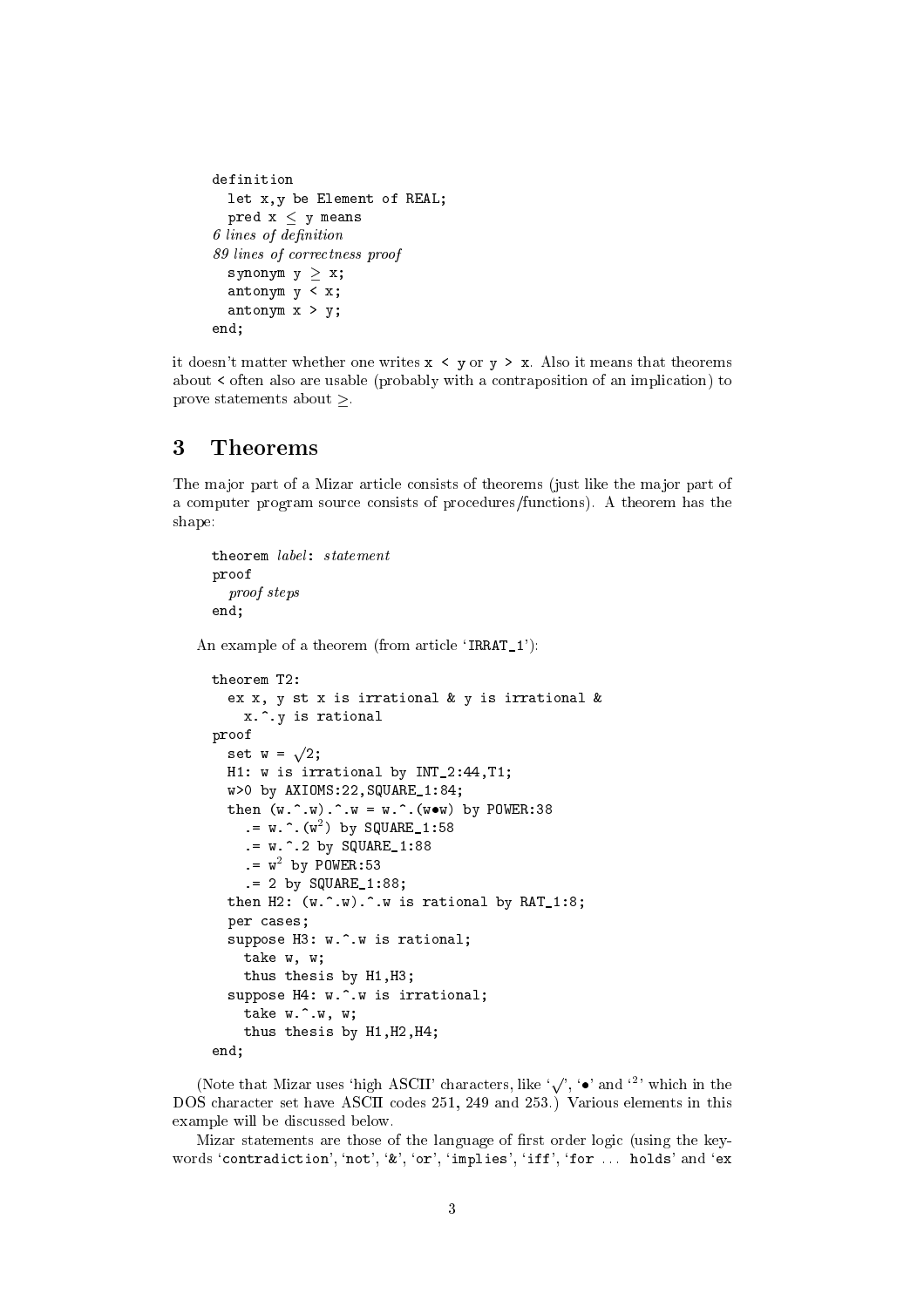```
definition
  let x,y be Element of REAL;
  pred x ≤ y means
6 lines of definition
89 lines of correctness proof
  synonym y ≥ x;
  antonym y < x;
  antonym x > y;
end;
```

it doesn't matter whether one writes `x < y` or `y > x`. Also it means that theorems about `<` often also are usable (probably with a contraposition of an implication) to prove statements about `≥`.

## 3 Theorems

The major part of a Mizar article consists of theorems (just like the major part of a computer program source consists of procedures/functions). A theorem has the shape:

```
theorem label: statement
proof
  proof steps
end;
```

An example of a theorem (from article 'IRRAT_1'):

```
theorem T2:
  ex x, y st x is irrational & y is irrational &
    x.^.y is rational
proof
  set w = √2;
  H1: w is irrational by INT_2:44,T1;
  w>0 by AXIOMS:22,SQUARE_1:84;
  then (w.^.w).^.w = w.^.(w•w) by POWER:38
    .= w.^.(w²) by SQUARE_1:58
    .= w.^.2 by SQUARE_1:88
    .= w² by POWER:53
    .= 2 by SQUARE_1:88;
  then H2: (w.^.w).^.w is rational by RAT_1:8;
  per cases;
  suppose H3: w.^.w is rational;
    take w, w;
    thus thesis by H1,H3;
  suppose H4: w.^.w is irrational;
    take w.^.w, w;
    thus thesis by H1,H2,H4;
end;
```

(Note that Mizar uses 'high ASCII' characters, like '√', '•' and '²' which in the DOS character set have ASCII codes 251, 249 and 253.) Various elements in this example will be discussed below.

Mizar statements are those of the language of first order logic (using the keywords '`contradiction`', '`not`', '`&`', '`or`', '`implies`', '`iff`', '`for` ... `holds`' and '`ex`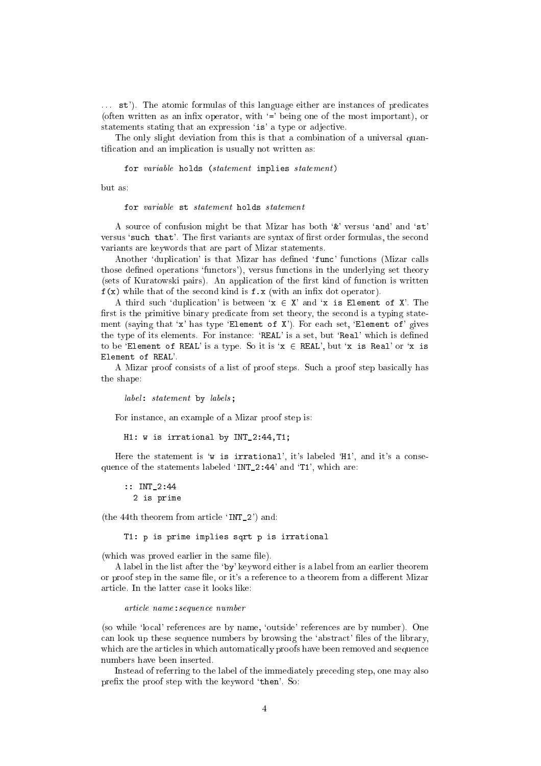... `st`'). The atomic formulas of this language either are instances of predicates (often written as an infix operator, with '`=`' being one of the most important), or statements stating that an expression '`is`' a type or adjective.

The only slight deviation from this is that a combination of a universal quantification and an implication is usually not written as:

> `for` *variable* `holds (`*statement* `implies` *statement*`)`

but as:

> `for` *variable* `st` *statement* `holds` *statement*

A source of confusion might be that Mizar has both '`&`' versus '`and`' and '`st`' versus '`such that`'. The first variants are syntax of first order formulas, the second variants are keywords that are part of Mizar statements.

Another 'duplication' is that Mizar has defined '`func`' functions (Mizar calls those defined operations 'functors'), versus functions in the underlying set theory (sets of Kuratowski pairs). An application of the first kind of function is written `f(x)` while that of the second kind is `f.x` (with an infix dot operator).

A third such 'duplication' is between '`x` ∈ `X`' and '`x is Element of X`'. The first is the primitive binary predicate from set theory, the second is a typing statement (saying that '`x`' has type '`Element of X`'). For each set, '`Element of`' gives the type of its elements. For instance: '`REAL`' is a set, but '`Real`' which is defined to be '`Element of REAL`' is a type. So it is '`x` ∈ `REAL`', but '`x is Real`' or '`x is Element of REAL`'.

A Mizar proof consists of a list of proof steps. Such a proof step basically has the shape:

> *label*`:` *statement* `by` *labels*`;`

For instance, an example of a Mizar proof step is:

```
H1: w is irrational by INT_2:44,T1;
```

Here the statement is '`w is irrational`', it's labeled '`H1`', and it's a consequence of the statements labeled '`INT_2:44`' and '`T1`', which are:

```
:: INT_2:44
  2 is prime
```

(the 44th theorem from article '`INT_2`') and:

```
T1: p is prime implies sqrt p is irrational
```

(which was proved earlier in the same file).

A label in the list after the '`by`' keyword either is a label from an earlier theorem or proof step in the same file, or it's a reference to a theorem from a different Mizar article. In the latter case it looks like:

> *article name*`:`*sequence number*

(so while 'local' references are by name, 'outside' references are by number). One can look up these sequence numbers by browsing the 'abstract' files of the library, which are the articles in which automatically proofs have been removed and sequence numbers have been inserted.

Instead of referring to the label of the immediately preceding step, one may also prefix the proof step with the keyword '`then`'. So: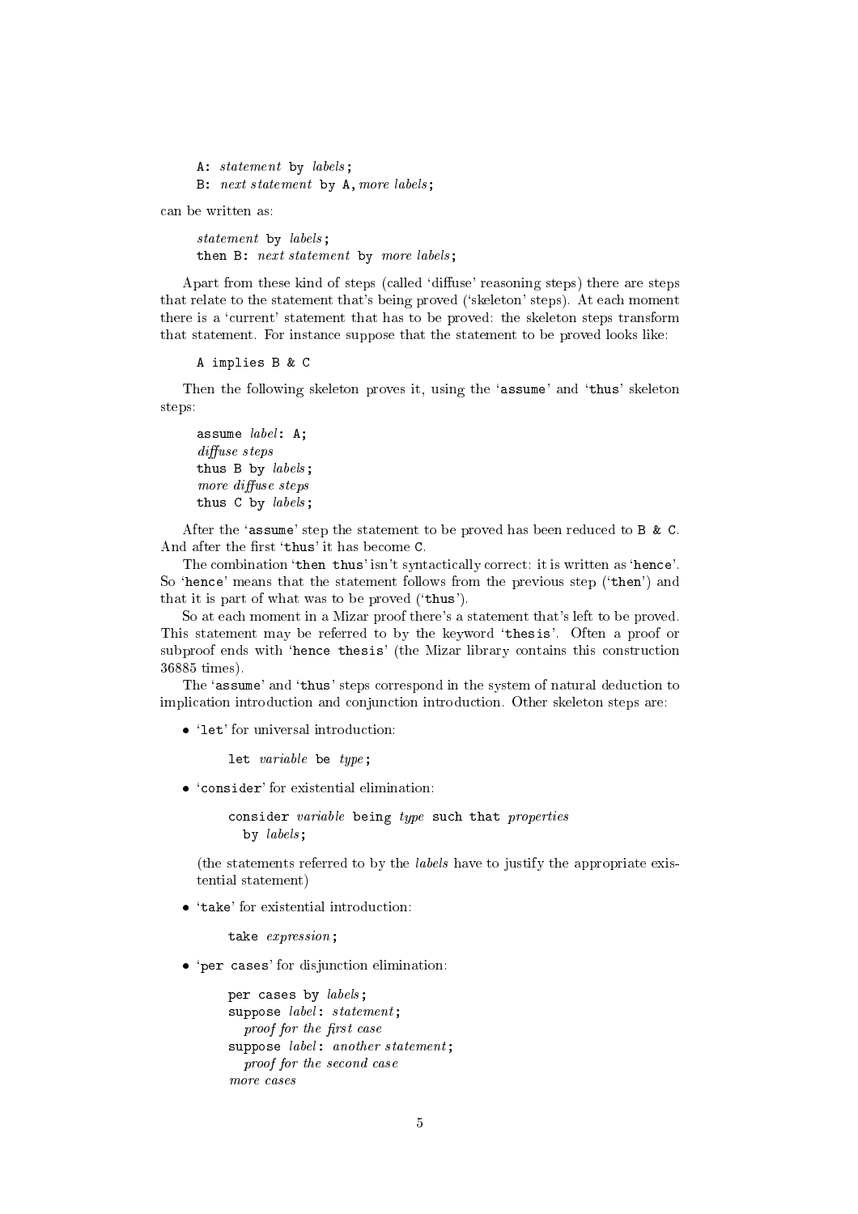```
A: statement by labels;
B: next statement by A, more labels;
```

can be written as:

```
statement by labels;
then B: next statement by more labels;
```

Apart from these kind of steps (called 'diffuse' reasoning steps) there are steps that relate to the statement that's being proved ('skeleton' steps). At each moment there is a 'current' statement that has to be proved: the skeleton steps transform that statement. For instance suppose that the statement to be proved looks like:

```
A implies B & C
```

Then the following skeleton proves it, using the '`assume`' and '`thus`' skeleton steps:

```
assume label: A;
diffuse steps
thus B by labels;
more diffuse steps
thus C by labels;
```

After the '`assume`' step the statement to be proved has been reduced to `B & C`. And after the first '`thus`' it has become `C`.

The combination '`then thus`' isn't syntactically correct: it is written as '`hence`'. So '`hence`' means that the statement follows from the previous step ('`then`') and that it is part of what was to be proved ('`thus`').

So at each moment in a Mizar proof there's a statement that's left to be proved. This statement may be referred to by the keyword '`thesis`'. Often a proof or subproof ends with '`hence thesis`' (the Mizar library contains this construction 36885 times).

The '`assume`' and '`thus`' steps correspond in the system of natural deduction to implication introduction and conjunction introduction. Other skeleton steps are:

- '`let`' for universal introduction:

  ```
  let variable be type;
  ```

- '`consider`' for existential elimination:

  ```
  consider variable being type such that properties
    by labels;
  ```

  (the statements referred to by the *labels* have to justify the appropriate existential statement)

- '`take`' for existential introduction:

  ```
  take expression;
  ```

- '`per cases`' for disjunction elimination:

  ```
  per cases by labels;
  suppose label: statement;
    proof for the first case
  suppose label: another statement;
    proof for the second case
  more cases
  ```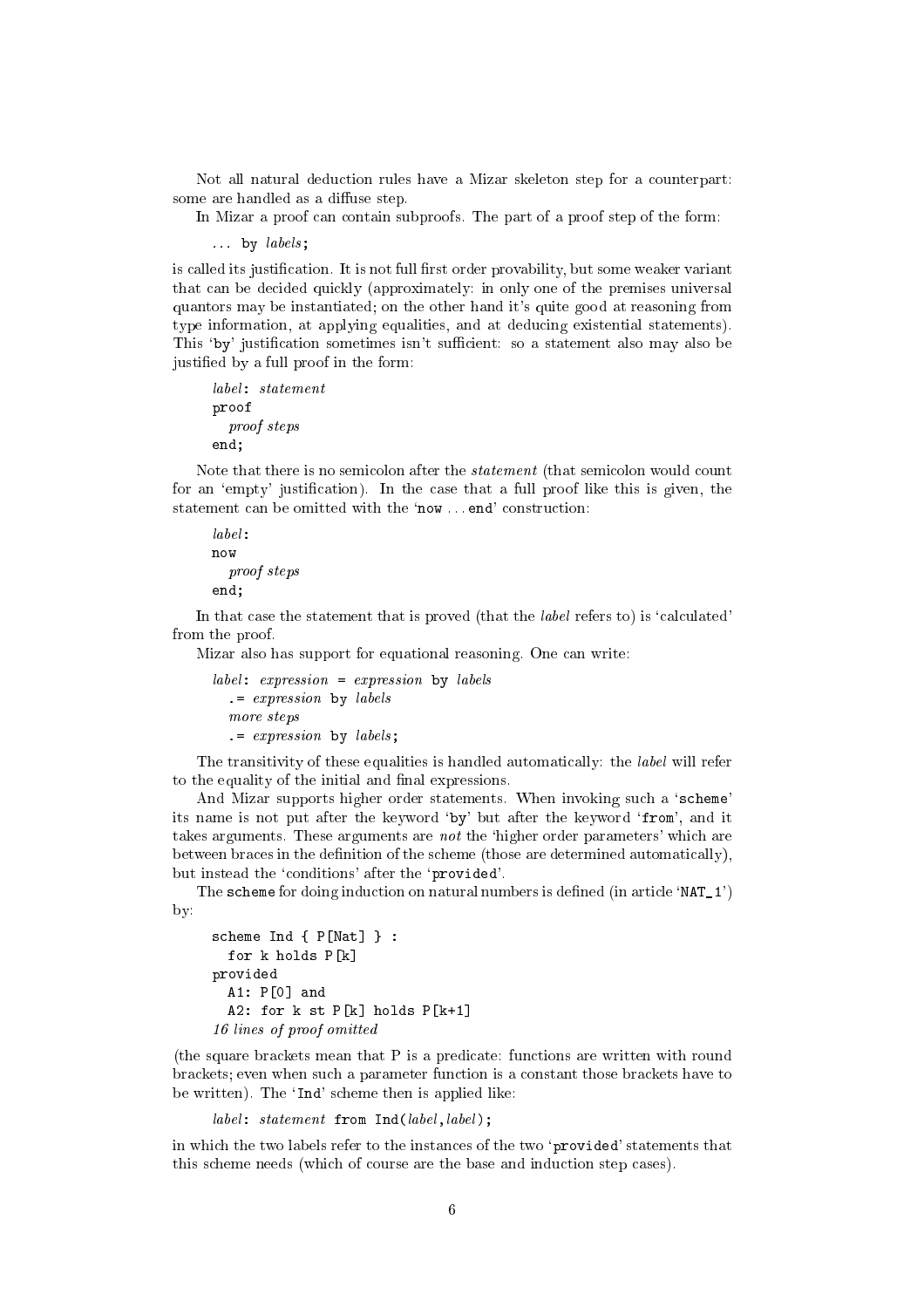Not all natural deduction rules have a Mizar skeleton step for a counterpart: some are handled as a diffuse step.

In Mizar a proof can contain subproofs. The part of a proof step of the form:

```
... by labels;
```

is called its justification. It is not full first order provability, but some weaker variant that can be decided quickly (approximately: in only one of the premises universal quantors may be instantiated; on the other hand it's quite good at reasoning from type information, at applying equalities, and at deducing existential statements). This 'by' justification sometimes isn't sufficient: so a statement also may also be justified by a full proof in the form:

```
label: statement
proof
  proof steps
end;
```

Note that there is no semicolon after the *statement* (that semicolon would count for an 'empty' justification). In the case that a full proof like this is given, the statement can be omitted with the 'now ... end' construction:

```
label:
now
  proof steps
end;
```

In that case the statement that is proved (that the *label* refers to) is 'calculated' from the proof.

Mizar also has support for equational reasoning. One can write:

```
label: expression = expression by labels
  .= expression by labels
  more steps
  .= expression by labels;
```

The transitivity of these equalities is handled automatically: the *label* will refer to the equality of the initial and final expressions.

And Mizar supports higher order statements. When invoking such a 'scheme' its name is not put after the keyword 'by' but after the keyword 'from', and it takes arguments. These arguments are *not* the 'higher order parameters' which are between braces in the definition of the scheme (those are determined automatically), but instead the 'conditions' after the 'provided'.

The scheme for doing induction on natural numbers is defined (in article 'NAT_1') by:

```
scheme Ind { P[Nat] } :
  for k holds P[k]
provided
  A1: P[0] and
  A2: for k st P[k] holds P[k+1]
16 lines of proof omitted
```

(the square brackets mean that P is a predicate: functions are written with round brackets; even when such a parameter function is a constant those brackets have to be written). The 'Ind' scheme then is applied like:

```
label: statement from Ind(label,label);
```

in which the two labels refer to the instances of the two 'provided' statements that this scheme needs (which of course are the base and induction step cases).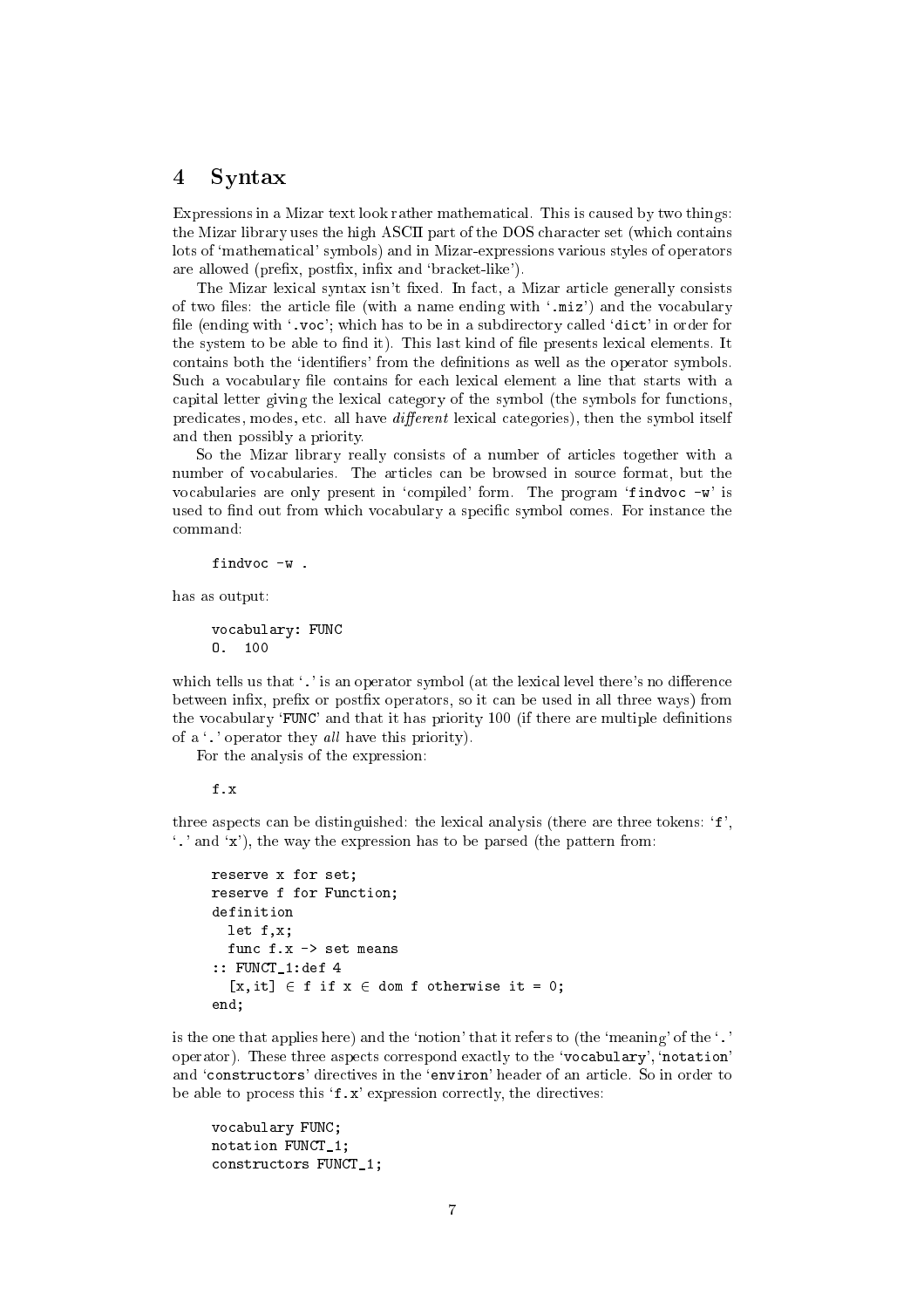# 4 Syntax

Expressions in a Mizar text look rather mathematical. This is caused by two things: the Mizar library uses the high ASCII part of the DOS character set (which contains lots of 'mathematical' symbols) and in Mizar-expressions various styles of operators are allowed (prefix, postfix, infix and 'bracket-like').

The Mizar lexical syntax isn't fixed. In fact, a Mizar article generally consists of two files: the article file (with a name ending with '`.miz`') and the vocabulary file (ending with '`.voc`'; which has to be in a subdirectory called '`dict`' in order for the system to be able to find it). This last kind of file presents lexical elements. It contains both the 'identifiers' from the definitions as well as the operator symbols. Such a vocabulary file contains for each lexical element a line that starts with a capital letter giving the lexical category of the symbol (the symbols for functions, predicates, modes, etc. all have *different* lexical categories), then the symbol itself and then possibly a priority.

So the Mizar library really consists of a number of articles together with a number of vocabularies. The articles can be browsed in source format, but the vocabularies are only present in 'compiled' form. The program '`findvoc -w`' is used to find out from which vocabulary a specific symbol comes. For instance the command:

```
findvoc -w .
```

has as output:

```
vocabulary: FUNC
O.  100
```

which tells us that '`.`' is an operator symbol (at the lexical level there's no difference between infix, prefix or postfix operators, so it can be used in all three ways) from the vocabulary '`FUNC`' and that it has priority 100 (if there are multiple definitions of a '`.`' operator they *all* have this priority).

For the analysis of the expression:

```
f.x
```

three aspects can be distinguished: the lexical analysis (there are three tokens: '`f`', '`.`' and '`x`'), the way the expression has to be parsed (the pattern from:

```
reserve x for set;
reserve f for Function;
definition
  let f,x;
  func f.x -> set means
:: FUNCT_1:def 4
  [x,it] ∈ f if x ∈ dom f otherwise it = 0;
end;
```

is the one that applies here) and the 'notion' that it refers to (the 'meaning' of the '`.`' operator). These three aspects correspond exactly to the '`vocabulary`', '`notation`' and '`constructors`' directives in the '`environ`' header of an article. So in order to be able to process this '`f.x`' expression correctly, the directives:

```
vocabulary FUNC;
notation FUNCT_1;
constructors FUNCT_1;
```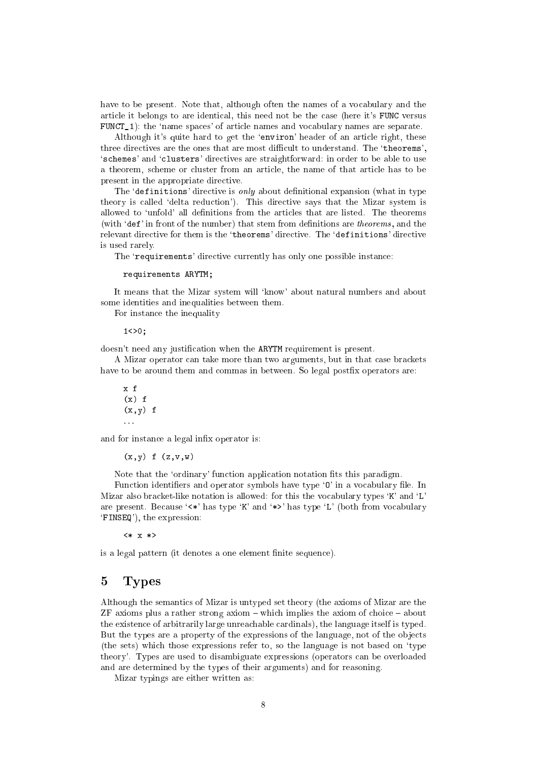have to be present. Note that, although often the names of a vocabulary and the article it belongs to are identical, this need not be the case (here it's `FUNC` versus `FUNCT_1`): the 'name spaces' of article names and vocabulary names are separate.

Although it's quite hard to get the '`environ`' header of an article right, these three directives are the ones that are most difficult to understand. The '`theorems`', '`schemes`' and '`clusters`' directives are straightforward: in order to be able to use a theorem, scheme or cluster from an article, the name of that article has to be present in the appropriate directive.

The '`definitions`' directive is *only* about definitional expansion (what in type theory is called 'delta reduction'). This directive says that the Mizar system is allowed to 'unfold' all definitions from the articles that are listed. The theorems (with '`def`' in front of the number) that stem from definitions are *theorems*, and the relevant directive for them is the '`theorems`' directive. The '`definitions`' directive is used rarely.

The '`requirements`' directive currently has only one possible instance:

```
requirements ARYTM;
```

It means that the Mizar system will 'know' about natural numbers and about some identities and inequalities between them.

For instance the inequality

```
1<>0;
```

doesn't need any justification when the `ARYTM` requirement is present.

A Mizar operator can take more than two arguments, but in that case brackets have to be around them and commas in between. So legal postfix operators are:

```
x f
(x) f
(x,y) f
...
```

and for instance a legal infix operator is:

```
(x,y) f (z,v,w)
```

Note that the 'ordinary' function application notation fits this paradigm.

Function identifiers and operator symbols have type '`O`' in a vocabulary file. In Mizar also bracket-like notation is allowed: for this the vocabulary types '`K`' and '`L`' are present. Because '`<*`' has type '`K`' and '`*>`' has type '`L`' (both from vocabulary '`FINSEQ`'), the expression:

```
<* x *>
```

is a legal pattern (it denotes a one element finite sequence).

# 5 Types

Although the semantics of Mizar is untyped set theory (the axioms of Mizar are the ZF axioms plus a rather strong axiom – which implies the axiom of choice – about the existence of arbitrarily large unreachable cardinals), the language itself is typed. But the types are a property of the expressions of the language, not of the objects (the sets) which those expressions refer to, so the language is not based on 'type theory'. Types are used to disambiguate expressions (operators can be overloaded and are determined by the types of their arguments) and for reasoning.

Mizar typings are either written as: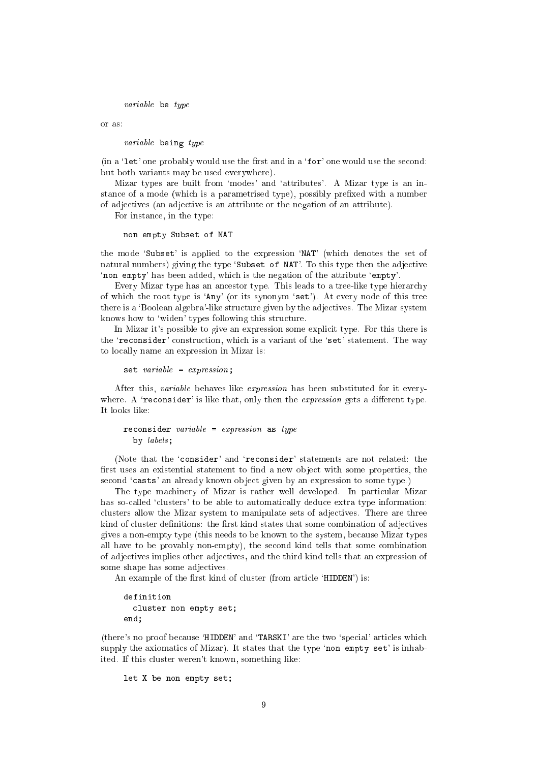```
variable be type
```

or as:

```
variable being type
```

(in a '`let`' one probably would use the first and in a '`for`' one would use the second: but both variants may be used everywhere).

Mizar types are built from 'modes' and 'attributes'. A Mizar type is an instance of a mode (which is a parametrised type), possibly prefixed with a number of adjectives (an adjective is an attribute or the negation of an attribute).

For instance, in the type:

```
non empty Subset of NAT
```

the mode '`Subset`' is applied to the expression '`NAT`' (which denotes the set of natural numbers) giving the type '`Subset of NAT`'. To this type then the adjective '`non empty`' has been added, which is the negation of the attribute '`empty`'.

Every Mizar type has an ancestor type. This leads to a tree-like type hierarchy of which the root type is '`Any`' (or its synonym '`set`'). At every node of this tree there is a 'Boolean algebra'-like structure given by the adjectives. The Mizar system knows how to 'widen' types following this structure.

In Mizar it's possible to give an expression some explicit type. For this there is the '`reconsider`' construction, which is a variant of the '`set`' statement. The way to locally name an expression in Mizar is:

```
set variable = expression;
```

After this, *variable* behaves like *expression* has been substituted for it everywhere. A '`reconsider`' is like that, only then the *expression* gets a different type. It looks like:

```
reconsider variable = expression as type
  by labels;
```

(Note that the '`consider`' and '`reconsider`' statements are not related: the first uses an existential statement to find a new object with some properties, the second '`casts`' an already known object given by an expression to some type.)

The type machinery of Mizar is rather well developed. In particular Mizar has so-called 'clusters' to be able to automatically deduce extra type information: clusters allow the Mizar system to manipulate sets of adjectives. There are three kind of cluster definitions: the first kind states that some combination of adjectives gives a non-empty type (this needs to be known to the system, because Mizar types all have to be provably non-empty), the second kind tells that some combination of adjectives implies other adjectives, and the third kind tells that an expression of some shape has some adjectives.

An example of the first kind of cluster (from article '`HIDDEN`') is:

```
definition
  cluster non empty set;
end;
```

(there's no proof because '`HIDDEN`' and '`TARSKI`' are the two 'special' articles which supply the axiomatics of Mizar). It states that the type '`non empty set`' is inhabited. If this cluster weren't known, something like:

```
let X be non empty set;
```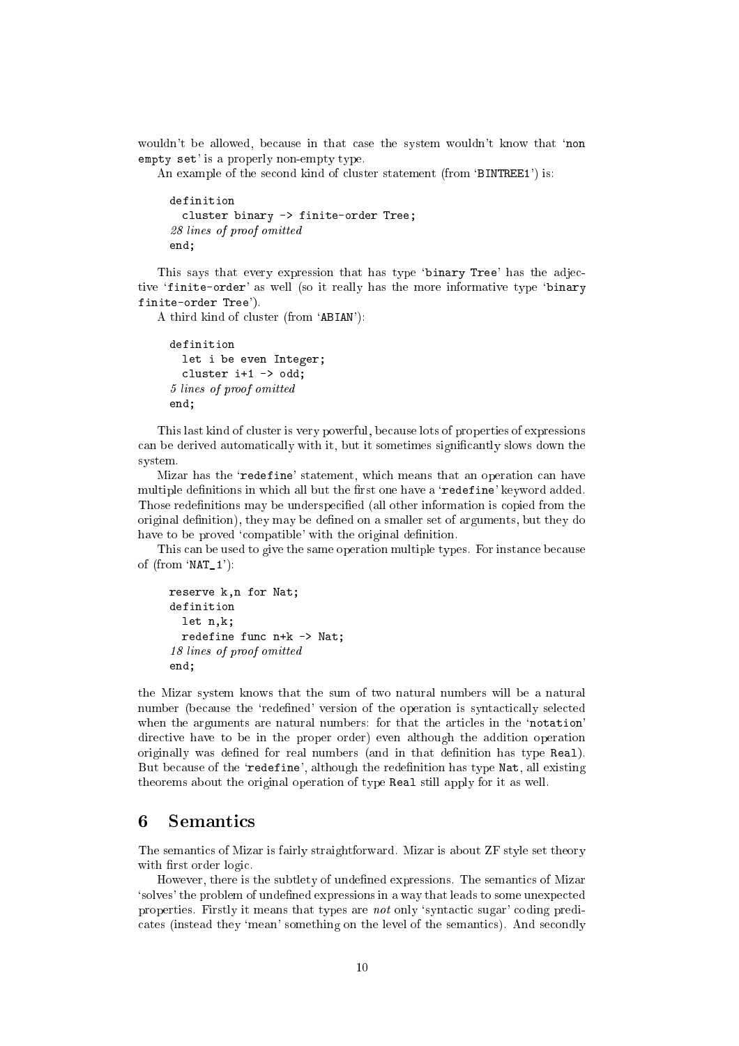wouldn't be allowed, because in that case the system wouldn't know that '`non empty set`' is a properly non-empty type.

An example of the second kind of cluster statement (from '`BINTREE1`') is:

```
definition
  cluster binary -> finite-order Tree;
28 lines of proof omitted
end;
```

This says that every expression that has type '`binary Tree`' has the adjective '`finite-order`' as well (so it really has the more informative type '`binary finite-order Tree`').

A third kind of cluster (from '`ABIAN`'):

```
definition
  let i be even Integer;
  cluster i+1 -> odd;
5 lines of proof omitted
end;
```

This last kind of cluster is very powerful, because lots of properties of expressions can be derived automatically with it, but it sometimes significantly slows down the system.

Mizar has the '`redefine`' statement, which means that an operation can have multiple definitions in which all but the first one have a '`redefine`' keyword added. Those redefinitions may be underspecified (all other information is copied from the original definition), they may be defined on a smaller set of arguments, but they do have to be proved 'compatible' with the original definition.

This can be used to give the same operation multiple types. For instance because of (from '`NAT_1`'):

```
reserve k,n for Nat;
definition
  let n,k;
  redefine func n+k -> Nat;
18 lines of proof omitted
end;
```

the Mizar system knows that the sum of two natural numbers will be a natural number (because the 'redefined' version of the operation is syntactically selected when the arguments are natural numbers: for that the articles in the '`notation`' directive have to be in the proper order) even although the addition operation originally was defined for real numbers (and in that definition has type `Real`). But because of the '`redefine`', although the redefinition has type `Nat`, all existing theorems about the original operation of type `Real` still apply for it as well.

# 6 Semantics

The semantics of Mizar is fairly straightforward. Mizar is about ZF style set theory with first order logic.

However, there is the subtlety of undefined expressions. The semantics of Mizar 'solves' the problem of undefined expressions in a way that leads to some unexpected properties. Firstly it means that types are *not* only 'syntactic sugar' coding predicates (instead they 'mean' something on the level of the semantics). And secondly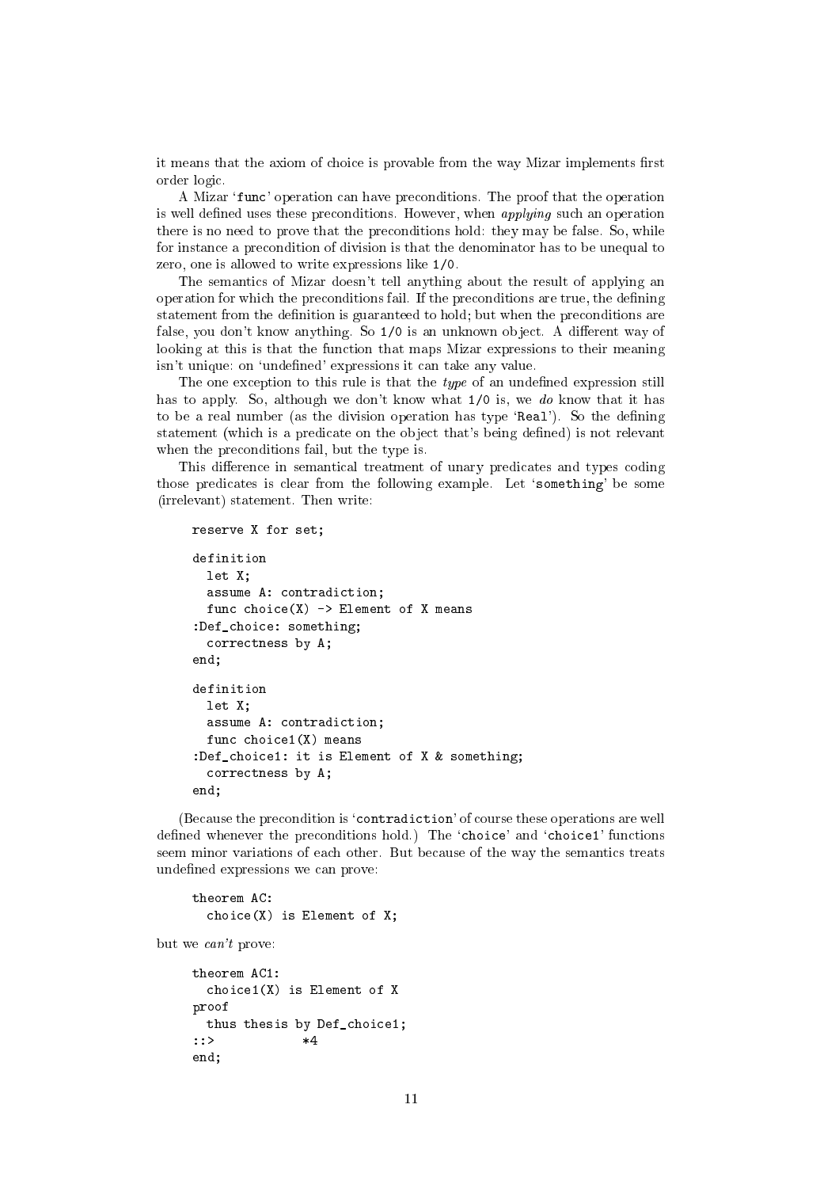it means that the axiom of choice is provable from the way Mizar implements first order logic.

A Mizar '`func`' operation can have preconditions. The proof that the operation is well defined uses these preconditions. However, when *applying* such an operation there is no need to prove that the preconditions hold: they may be false. So, while for instance a precondition of division is that the denominator has to be unequal to zero, one is allowed to write expressions like `1/0`.

The semantics of Mizar doesn't tell anything about the result of applying an operation for which the preconditions fail. If the preconditions are true, the defining statement from the definition is guaranteed to hold; but when the preconditions are false, you don't know anything. So `1/0` is an unknown object. A different way of looking at this is that the function that maps Mizar expressions to their meaning isn't unique: on 'undefined' expressions it can take any value.

The one exception to this rule is that the *type* of an undefined expression still has to apply. So, although we don't know what `1/0` is, we *do* know that it has to be a real number (as the division operation has type '`Real`'). So the defining statement (which is a predicate on the object that's being defined) is not relevant when the preconditions fail, but the type is.

This difference in semantical treatment of unary predicates and types coding those predicates is clear from the following example. Let '`something`' be some (irrelevant) statement. Then write:

```
reserve X for set;

definition
  let X;
  assume A: contradiction;
  func choice(X) -> Element of X means
:Def_choice: something;
  correctness by A;
end;

definition
  let X;
  assume A: contradiction;
  func choice1(X) means
:Def_choice1: it is Element of X & something;
  correctness by A;
end;
```

(Because the precondition is '`contradiction`' of course these operations are well defined whenever the preconditions hold.) The '`choice`' and '`choice1`' functions seem minor variations of each other. But because of the way the semantics treats undefined expressions we can prove:

```
theorem AC:
  choice(X) is Element of X;
```

but we *can't* prove:

```
theorem AC1:
  choice1(X) is Element of X
proof
  thus thesis by Def_choice1;
::>            *4
end;
```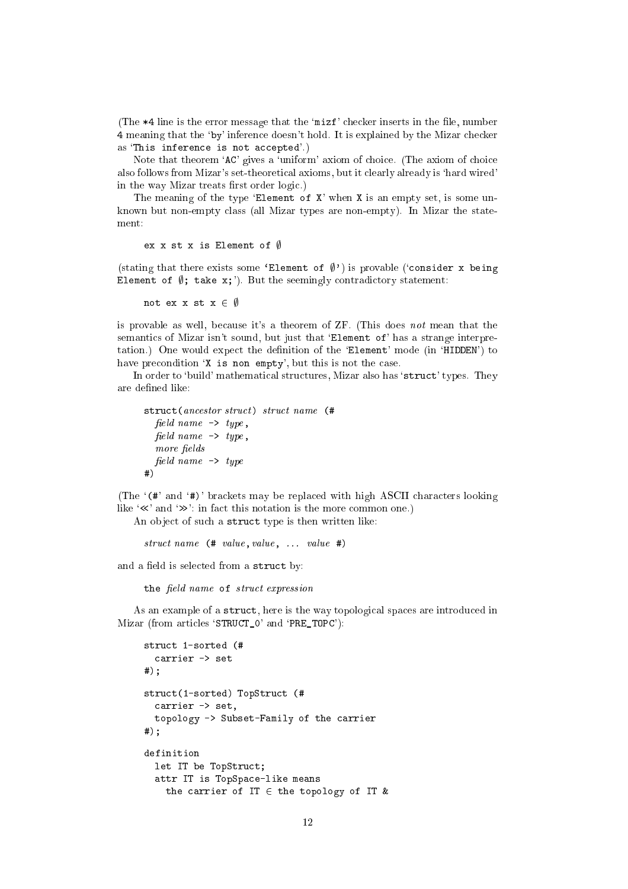(The `*4` line is the error message that the '`mizf`' checker inserts in the file, number `4` meaning that the '`by`' inference doesn't hold. It is explained by the Mizar checker as '`This inference is not accepted`'.)

Note that theorem '`AC`' gives a 'uniform' axiom of choice. (The axiom of choice also follows from Mizar's set-theoretical axioms, but it clearly already is 'hard wired' in the way Mizar treats first order logic.)

The meaning of the type '`Element of X`' when `X` is an empty set, is some unknown but non-empty class (all Mizar types are non-empty). In Mizar the statement:

```
ex x st x is Element of ∅
```

(stating that there exists some '`Element of ∅`') is provable ('`consider x being Element of ∅; take x;`'). But the seemingly contradictory statement:

```
not ex x st x ∈ ∅
```

is provable as well, because it's a theorem of ZF. (This does *not* mean that the semantics of Mizar isn't sound, but just that '`Element of`' has a strange interpretation.) One would expect the definition of the '`Element`' mode (in '`HIDDEN`') to have precondition '`X is non empty`', but this is not the case.

In order to 'build' mathematical structures, Mizar also has '`struct`' types. They are defined like:

```
struct(ancestor struct) struct name (#
  field name -> type,
  field name -> type,
  more fields
  field name -> type
#)
```

(The '`(#`' and '`#)`' brackets may be replaced with high ASCII characters looking like '≪' and '≫': in fact this notation is the more common one.)

An object of such a `struct` type is then written like:

```
struct name (# value, value, ... value #)
```

and a field is selected from a `struct` by:

```
the field name of struct expression
```

As an example of a `struct`, here is the way topological spaces are introduced in Mizar (from articles '`STRUCT_0`' and '`PRE_TOPC`'):

```
struct 1-sorted (#
  carrier -> set
#);

struct(1-sorted) TopStruct (#
  carrier -> set,
  topology -> Subset-Family of the carrier
#);

definition
  let IT be TopStruct;
  attr IT is TopSpace-like means
    the carrier of IT ∈ the topology of IT &
```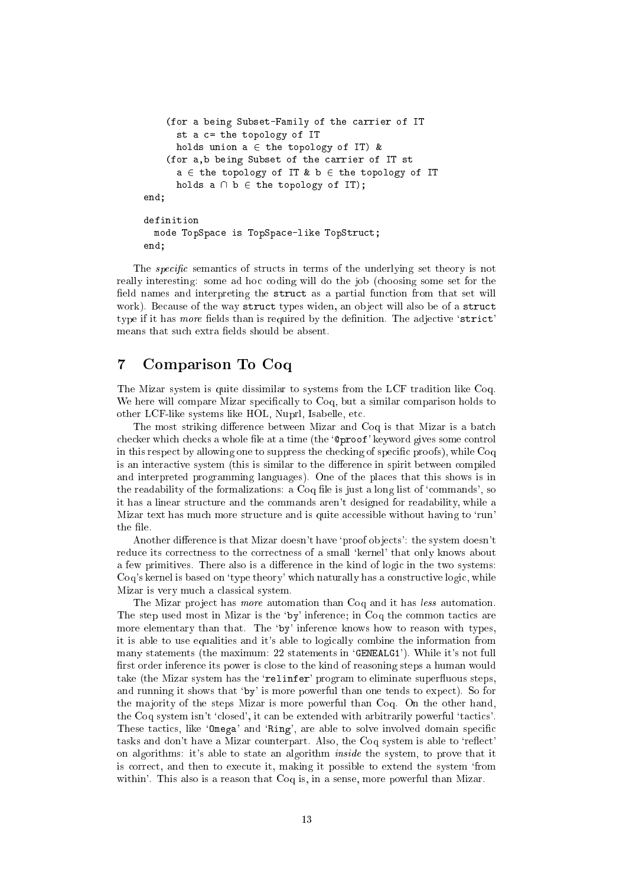```
    (for a being Subset-Family of the carrier of IT
      st a c= the topology of IT
      holds union a ∈ the topology of IT) &
    (for a,b being Subset of the carrier of IT st
      a ∈ the topology of IT & b ∈ the topology of IT
      holds a ∩ b ∈ the topology of IT);
end;

definition
  mode TopSpace is TopSpace-like TopStruct;
end;
```

The *specific* semantics of structs in terms of the underlying set theory is not really interesting: some ad hoc coding will do the job (choosing some set for the field names and interpreting the `struct` as a partial function from that set will work). Because of the way `struct` types widen, an object will also be of a `struct` type if it has *more* fields than is required by the definition. The adjective '`strict`' means that such extra fields should be absent.

## 7 Comparison To Coq

The Mizar system is quite dissimilar to systems from the LCF tradition like Coq. We here will compare Mizar specifically to Coq, but a similar comparison holds to other LCF-like systems like HOL, Nuprl, Isabelle, etc.

The most striking difference between Mizar and Coq is that Mizar is a batch checker which checks a whole file at a time (the '`@proof`' keyword gives some control in this respect by allowing one to suppress the checking of specific proofs), while Coq is an interactive system (this is similar to the difference in spirit between compiled and interpreted programming languages). One of the places that this shows is in the readability of the formalizations: a Coq file is just a long list of 'commands', so it has a linear structure and the commands aren't designed for readability, while a Mizar text has much more structure and is quite accessible without having to 'run' the file.

Another difference is that Mizar doesn't have 'proof objects': the system doesn't reduce its correctness to the correctness of a small 'kernel' that only knows about a few primitives. There also is a difference in the kind of logic in the two systems: Coq's kernel is based on 'type theory' which naturally has a constructive logic, while Mizar is very much a classical system.

The Mizar project has *more* automation than Coq and it has *less* automation. The step used most in Mizar is the '`by`' inference; in Coq the common tactics are more elementary than that. The '`by`' inference knows how to reason with types, it is able to use equalities and it's able to logically combine the information from many statements (the maximum: 22 statements in '`GENEALG1`'). While it's not full first order inference its power is close to the kind of reasoning steps a human would take (the Mizar system has the '`relinfer`' program to eliminate superfluous steps, and running it shows that '`by`' is more powerful than one tends to expect). So for the majority of the steps Mizar is more powerful than Coq. On the other hand, the Coq system isn't 'closed', it can be extended with arbitrarily powerful 'tactics'. These tactics, like '`Omega`' and '`Ring`', are able to solve involved domain specific tasks and don't have a Mizar counterpart. Also, the Coq system is able to 'reflect' on algorithms: it's able to state an algorithm *inside* the system, to prove that it is correct, and then to execute it, making it possible to extend the system 'from within'. This also is a reason that Coq is, in a sense, more powerful than Mizar.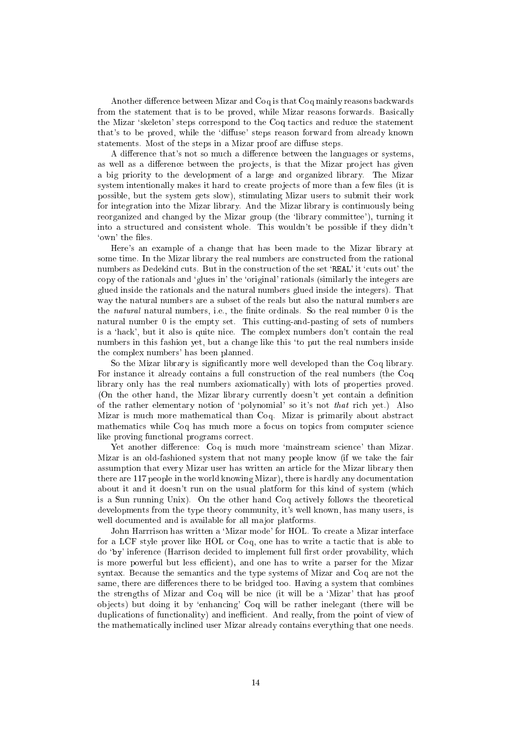Another difference between Mizar and Coq is that Coq mainly reasons backwards from the statement that is to be proved, while Mizar reasons forwards. Basically the Mizar 'skeleton' steps correspond to the Coq tactics and reduce the statement that's to be proved, while the 'diffuse' steps reason forward from already known statements. Most of the steps in a Mizar proof are diffuse steps.

A difference that's not so much a difference between the languages or systems, as well as a difference between the projects, is that the Mizar project has given a big priority to the development of a large and organized library. The Mizar system intentionally makes it hard to create projects of more than a few files (it is possible, but the system gets slow), stimulating Mizar users to submit their work for integration into the Mizar library. And the Mizar library is continuously being reorganized and changed by the Mizar group (the 'library committee'), turning it into a structured and consistent whole. This wouldn't be possible if they didn't 'own' the files.

Here's an example of a change that has been made to the Mizar library at some time. In the Mizar library the real numbers are constructed from the rational numbers as Dedekind cuts. But in the construction of the set '`REAL`' it 'cuts out' the copy of the rationals and 'glues in' the 'original' rationals (similarly the integers are glued inside the rationals and the natural numbers glued inside the integers). That way the natural numbers are a subset of the reals but also the natural numbers are the *natural* natural numbers, i.e., the finite ordinals. So the real number 0 is the natural number 0 is the empty set. This cutting-and-pasting of sets of numbers is a 'hack', but it also is quite nice. The complex numbers don't contain the real numbers in this fashion yet, but a change like this 'to put the real numbers inside the complex numbers' has been planned.

So the Mizar library is significantly more well developed than the Coq library. For instance it already contains a full construction of the real numbers (the Coq library only has the real numbers axiomatically) with lots of properties proved. (On the other hand, the Mizar library currently doesn't yet contain a definition of the rather elementary notion of 'polynomial' so it's not *that* rich yet.) Also Mizar is much more mathematical than Coq. Mizar is primarily about abstract mathematics while Coq has much more a focus on topics from computer science like proving functional programs correct.

Yet another difference: Coq is much more 'mainstream science' than Mizar. Mizar is an old-fashioned system that not many people know (if we take the fair assumption that every Mizar user has written an article for the Mizar library then there are 117 people in the world knowing Mizar), there is hardly any documentation about it and it doesn't run on the usual platform for this kind of system (which is a Sun running Unix). On the other hand Coq actively follows the theoretical developments from the type theory community, it's well known, has many users, is well documented and is available for all major platforms.

John Harrrison has written a 'Mizar mode' for HOL. To create a Mizar interface for a LCF style prover like HOL or Coq, one has to write a tactic that is able to do '`by`' inference (Harrison decided to implement full first order provability, which is more powerful but less efficient), and one has to write a parser for the Mizar syntax. Because the semantics and the type systems of Mizar and Coq are not the same, there are differences there to be bridged too. Having a system that combines the strengths of Mizar and Coq will be nice (it will be a 'Mizar' that has proof objects) but doing it by 'enhancing' Coq will be rather inelegant (there will be duplications of functionality) and inefficient. And really, from the point of view of the mathematically inclined user Mizar already contains everything that one needs.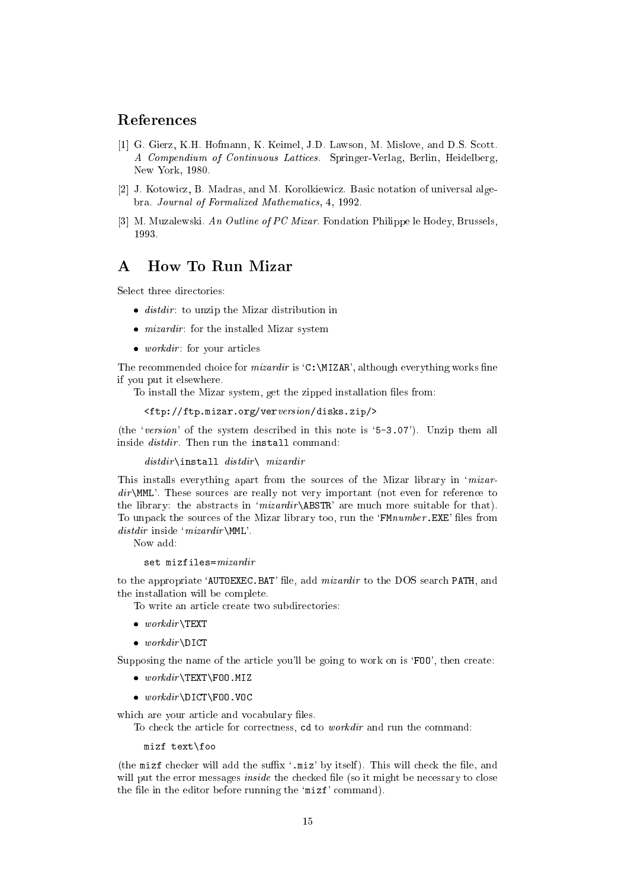## References

[1] G. Gierz, K.H. Hofmann, K. Keimel, J.D. Lawson, M. Mislove, and D.S. Scott. *A Compendium of Continuous Lattices*. Springer-Verlag, Berlin, Heidelberg, New York, 1980.

[2] J. Kotowicz, B. Madras, and M. Korolkiewicz. Basic notation of universal algebra. *Journal of Formalized Mathematics*, 4, 1992.

[3] M. Muzalewski. *An Outline of PC Mizar*. Fondation Philippe le Hodey, Brussels, 1993.

## A How To Run Mizar

Select three directories:

- *distdir*: to unzip the Mizar distribution in
- *mizardir*: for the installed Mizar system
- *workdir*: for your articles

The recommended choice for *mizardir* is 'C:\MIZAR', although everything works fine if you put it elsewhere.

To install the Mizar system, get the zipped installation files from:

```
<ftp://ftp.mizar.org/verversion/disks.zip/>
```

(the '*version*' of the system described in this note is '5-3.07'). Unzip them all inside *distdir*. Then run the install command:

```
distdir\install distdir\ mizardir
```

This installs everything apart from the sources of the Mizar library in '*mizardir*\MML'. These sources are really not very important (not even for reference to the library: the abstracts in '*mizardir*\ABSTR' are much more suitable for that). To unpack the sources of the Mizar library too, run the 'FM*number*.EXE' files from *distdir* inside '*mizardir*\MML'.

Now add:

```
set mizfiles=mizardir
```

to the appropriate 'AUTOEXEC.BAT' file, add *mizardir* to the DOS search PATH, and the installation will be complete.

To write an article create two subdirectories:

- *workdir*\TEXT
- *workdir*\DICT

Supposing the name of the article you'll be going to work on is 'FOO', then create:

- *workdir*\TEXT\FOO.MIZ
- *workdir*\DICT\FOO.VOC

which are your article and vocabulary files.

To check the article for correctness, cd to *workdir* and run the command:

```
mizf text\foo
```

(the mizf checker will add the suffix '.miz' by itself). This will check the file, and will put the error messages *inside* the checked file (so it might be necessary to close the file in the editor before running the 'mizf' command).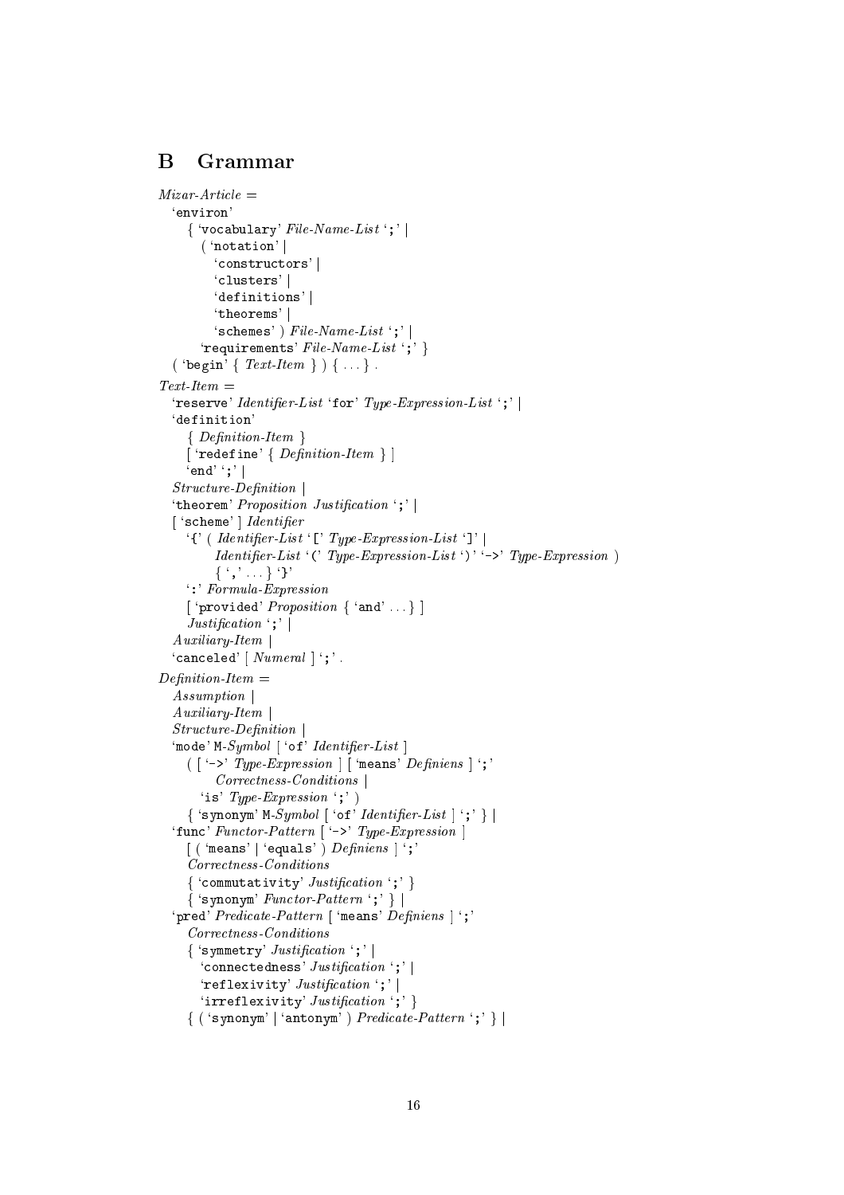## B Grammar

```
Mizar-Article =
  'environ'
    { 'vocabulary' File-Name-List ';' |
      ( 'notation' |
        'constructors' |
        'clusters' |
        'definitions' |
        'theorems' |
        'schemes' ) File-Name-List ';' |
      'requirements' File-Name-List ';' }
  ( 'begin' { Text-Item } ) { ... } .

Text-Item =
  'reserve' Identifier-List 'for' Type-Expression-List ';' |
  'definition'
    { Definition-Item }
    [ 'redefine' { Definition-Item } ]
    'end' ';' |
  Structure-Definition |
  'theorem' Proposition Justification ';' |
  [ 'scheme' ] Identifier
    '{' ( Identifier-List '[' Type-Expression-List ']' |
          Identifier-List '(' Type-Expression-List ')' '->' Type-Expression )
          { ',' ... } '}'
    ':' Formula-Expression
    [ 'provided' Proposition { 'and' ... } ]
    Justification ';' |
  Auxiliary-Item |
  'canceled' [ Numeral ] ';' .

Definition-Item =
  Assumption |
  Auxiliary-Item |
  Structure-Definition |
  'mode' M-Symbol [ 'of' Identifier-List ]
    ( [ '->' Type-Expression ] [ 'means' Definiens ] ';'
          Correctness-Conditions |
      'is' Type-Expression ';' )
    { 'synonym' M-Symbol [ 'of' Identifier-List ] ';' } |
  'func' Functor-Pattern [ '->' Type-Expression ]
    [ ( 'means' | 'equals' ) Definiens ] ';'
    Correctness-Conditions
    { 'commutativity' Justification ';' }
    { 'synonym' Functor-Pattern ';' } |
  'pred' Predicate-Pattern [ 'means' Definiens ] ';'
    Correctness-Conditions
    { 'symmetry' Justification ';' |
      'connectedness' Justification ';' |
      'reflexivity' Justification ';' |
      'irreflexivity' Justification ';' }
    { ( 'synonym' | 'antonym' ) Predicate-Pattern ';' } |
```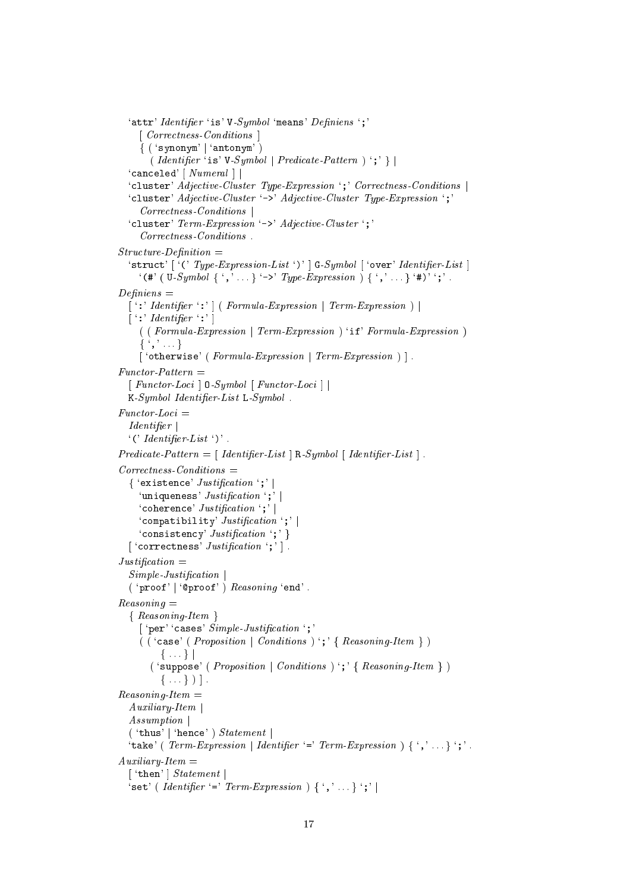```
  'attr' Identifier 'is' V-Symbol 'means' Definiens ';'
     [ Correctness-Conditions ]
     { ( 'synonym' | 'antonym' )
        ( Identifier 'is' V-Symbol | Predicate-Pattern ) ';' } |
  'canceled' [ Numeral ] |
  'cluster' Adjective-Cluster Type-Expression ';' Correctness-Conditions |
  'cluster' Adjective-Cluster '->' Adjective-Cluster Type-Expression ';'
     Correctness-Conditions |
  'cluster' Term-Expression '->' Adjective-Cluster ';'
     Correctness-Conditions .
Structure-Definition =
  'struct' [ '(' Type-Expression-List ')' ] G-Symbol [ 'over' Identifier-List ]
     '(#' ( U-Symbol { ',' ... } '->' Type-Expression ) { ',' ... } '#)' ';' .
Definiens =
  [ ':' Identifier ':' ] ( Formula-Expression | Term-Expression ) |
  [ ':' Identifier ':' ]
     ( ( Formula-Expression | Term-Expression ) 'if' Formula-Expression )
     { ',' ... }
     [ 'otherwise' ( Formula-Expression | Term-Expression ) ] .
Functor-Pattern =
  [ Functor-Loci ] O-Symbol [ Functor-Loci ] |
  K-Symbol Identifier-List L-Symbol .
Functor-Loci =
  Identifier |
  '(' Identifier-List ')' .
Predicate-Pattern = [ Identifier-List ] R-Symbol [ Identifier-List ] .
Correctness-Conditions =
  { 'existence' Justification ';' |
    'uniqueness' Justification ';' |
    'coherence' Justification ';' |
    'compatibility' Justification ';' |
    'consistency' Justification ';' }
  [ 'correctness' Justification ';' ] .
Justification =
  Simple-Justification |
  ( 'proof' | '@proof' ) Reasoning 'end' .
Reasoning =
  { Reasoning-Item }
    [ 'per' 'cases' Simple-Justification ';'
    ( ( 'case' ( Proposition | Conditions ) ';' { Reasoning-Item } )
         { ... } |
       ( 'suppose' ( Proposition | Conditions ) ';' { Reasoning-Item } )
         { ... } ) ] .
Reasoning-Item =
  Auxiliary-Item |
  Assumption |
  ( 'thus' | 'hence' ) Statement |
  'take' ( Term-Expression | Identifier '=' Term-Expression ) { ',' ... } ';' .
Auxiliary-Item =
  [ 'then' ] Statement |
  'set' ( Identifier '=' Term-Expression ) { ',' ... } ';' |
```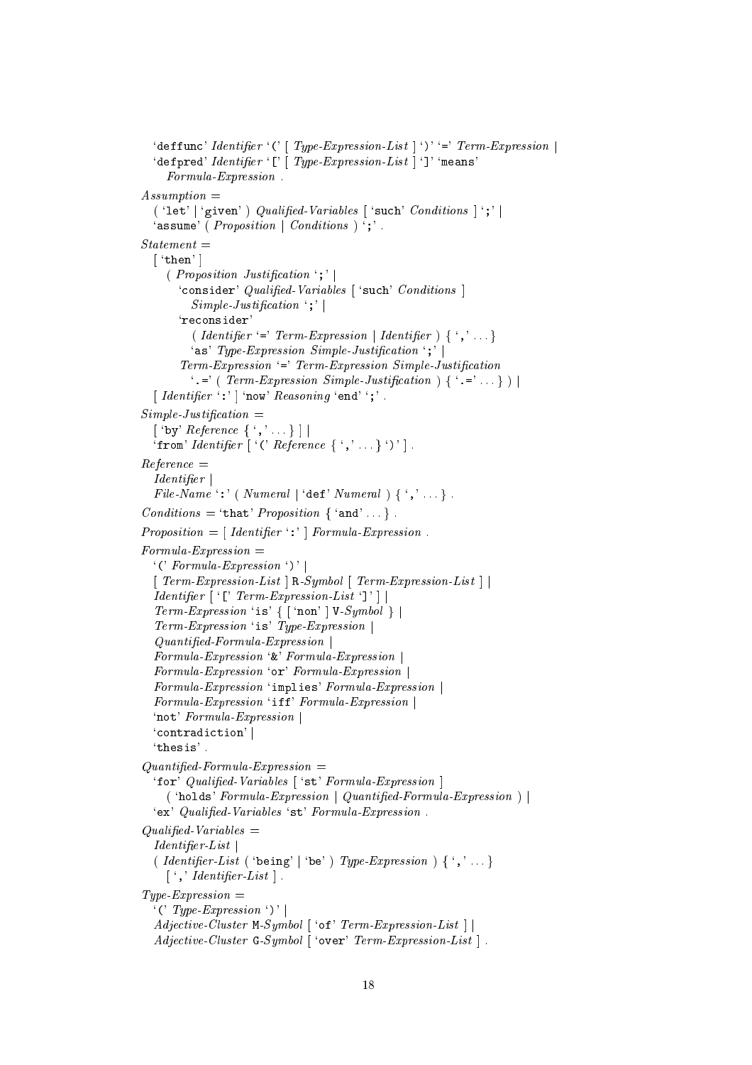'deffunc' *Identifier* '(' [ *Type-Expression-List* ] ')' '=' *Term-Expression* |
'defpred' *Identifier* '[' [ *Type-Expression-List* ] ']' 'means'
*Formula-Expression* .

*Assumption* =
( 'let' | 'given' ) *Qualified-Variables* [ 'such' *Conditions* ] ';' |
'assume' ( *Proposition* | *Conditions* ) ';' .

*Statement* =
[ 'then' ]
( *Proposition* *Justification* ';' |
'consider' *Qualified-Variables* [ 'such' *Conditions* ]
*Simple-Justification* ';' |
'reconsider'
( *Identifier* '=' *Term-Expression* | *Identifier* ) { ',' ... }
'as' *Type-Expression* *Simple-Justification* ';' |
*Term-Expression* '=' *Term-Expression* *Simple-Justification*
'.=' ( *Term-Expression* *Simple-Justification* ) { '.=' ... } ) |
[ *Identifier* ':' ] 'now' *Reasoning* 'end' ';' .

*Simple-Justification* =
[ 'by' *Reference* { ',' ... } ] |
'from' *Identifier* [ '(' *Reference* { ',' ... } ')' ] .

*Reference* =
*Identifier* |
*File-Name* ':' ( *Numeral* | 'def' *Numeral* ) { ',' ... } .

*Conditions* = 'that' *Proposition* { 'and' ... } .

*Proposition* = [ *Identifier* ':' ] *Formula-Expression* .

*Formula-Expression* =
'(' *Formula-Expression* ')' |
[ *Term-Expression-List* ] R-*Symbol* [ *Term-Expression-List* ] |
*Identifier* [ '[' *Term-Expression-List* ']' ] |
*Term-Expression* 'is' { [ 'non' ] V-*Symbol* } |
*Term-Expression* 'is' *Type-Expression* |
*Quantified-Formula-Expression* |
*Formula-Expression* '&' *Formula-Expression* |
*Formula-Expression* 'or' *Formula-Expression* |
*Formula-Expression* 'implies' *Formula-Expression* |
*Formula-Expression* 'iff' *Formula-Expression* |
'not' *Formula-Expression* |
'contradiction' |
'thesis' .

*Quantified-Formula-Expression* =
'for' *Qualified-Variables* [ 'st' *Formula-Expression* ]
( 'holds' *Formula-Expression* | *Quantified-Formula-Expression* ) |
'ex' *Qualified-Variables* 'st' *Formula-Expression* .

*Qualified-Variables* =
*Identifier-List* |
( *Identifier-List* ( 'being' | 'be' ) *Type-Expression* ) { ',' ... }
[ ',' *Identifier-List* ] .

*Type-Expression* =
'(' *Type-Expression* ')' |
*Adjective-Cluster* M-*Symbol* [ 'of' *Term-Expression-List* ] |
*Adjective-Cluster* G-*Symbol* [ 'over' *Term-Expression-List* ] .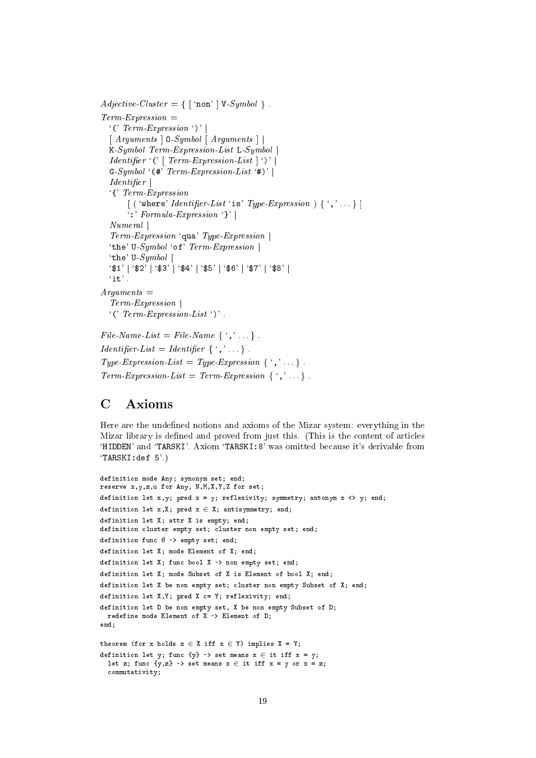*Adjective-Cluster* = { [ 'non' ] V-*Symbol* } .

*Term-Expression* =
  '(' *Term-Expression* ')' |
  [ *Arguments* ] O-*Symbol* [ *Arguments* ] |
  K-*Symbol* *Term-Expression-List* L-*Symbol* |
  *Identifier* '(' [ *Term-Expression-List* ] ')' |
  G-*Symbol* '(#' *Term-Expression-List* '#)' |
  *Identifier* |
  '{' *Term-Expression*
      [ ( 'where' *Identifier-List* 'is' *Type-Expression* ) { ',' ... } ]
      ':' *Formula-Expression* '}' |
  *Numeral* |
  *Term-Expression* 'qua' *Type-Expression* |
  'the' U-*Symbol* 'of' *Term-Expression* |
  'the' U-*Symbol* |
  '$1' | '$2' | '$3' | '$4' | '$5' | '$6' | '$7' | '$8' |
  'it' .

*Arguments* =
  *Term-Expression* |
  '(' *Term-Expression-List* ')' .

*File-Name-List* = *File-Name* { ',' ... } .

*Identifier-List* = *Identifier* { ',' ... } .

*Type-Expression-List* = *Type-Expression* { ',' ... } .

*Term-Expression-List* = *Term-Expression* { ',' ... } .

# C Axioms

Here are the undefined notions and axioms of the Mizar system: everything in the Mizar library is defined and proved from just this. (This is the content of articles 'HIDDEN' and 'TARSKI'. Axiom 'TARSKI:8' was omitted because it's derivable from 'TARSKI:def 5'.)

```
definition mode Any; synonym set; end;
reserve x,y,z,u for Any, N,M,X,Y,Z for set;
definition let x,y; pred x = y; reflexivity; symmetry; antonym x <> y; end;
definition let x,X; pred x ∈ X; antisymmetry; end;
definition let X; attr X is empty; end;
definition cluster empty set; cluster non empty set; end;
definition func ∅ -> empty set; end;
definition let X; mode Element of X; end;
definition let X; func bool X -> non empty set; end;
definition let X; mode Subset of X is Element of bool X; end;
definition let X be non empty set; cluster non empty Subset of X; end;
definition let X,Y; pred X c= Y; reflexivity; end;
definition let D be non empty set, X be non empty Subset of D;
  redefine mode Element of X -> Element of D;
end;

theorem (for x holds x ∈ X iff x ∈ Y) implies X = Y;
definition let y; func {y} -> set means x ∈ it iff x = y;
  let z; func {y,z} -> set means x ∈ it iff x = y or x = z;
  commutativity;
```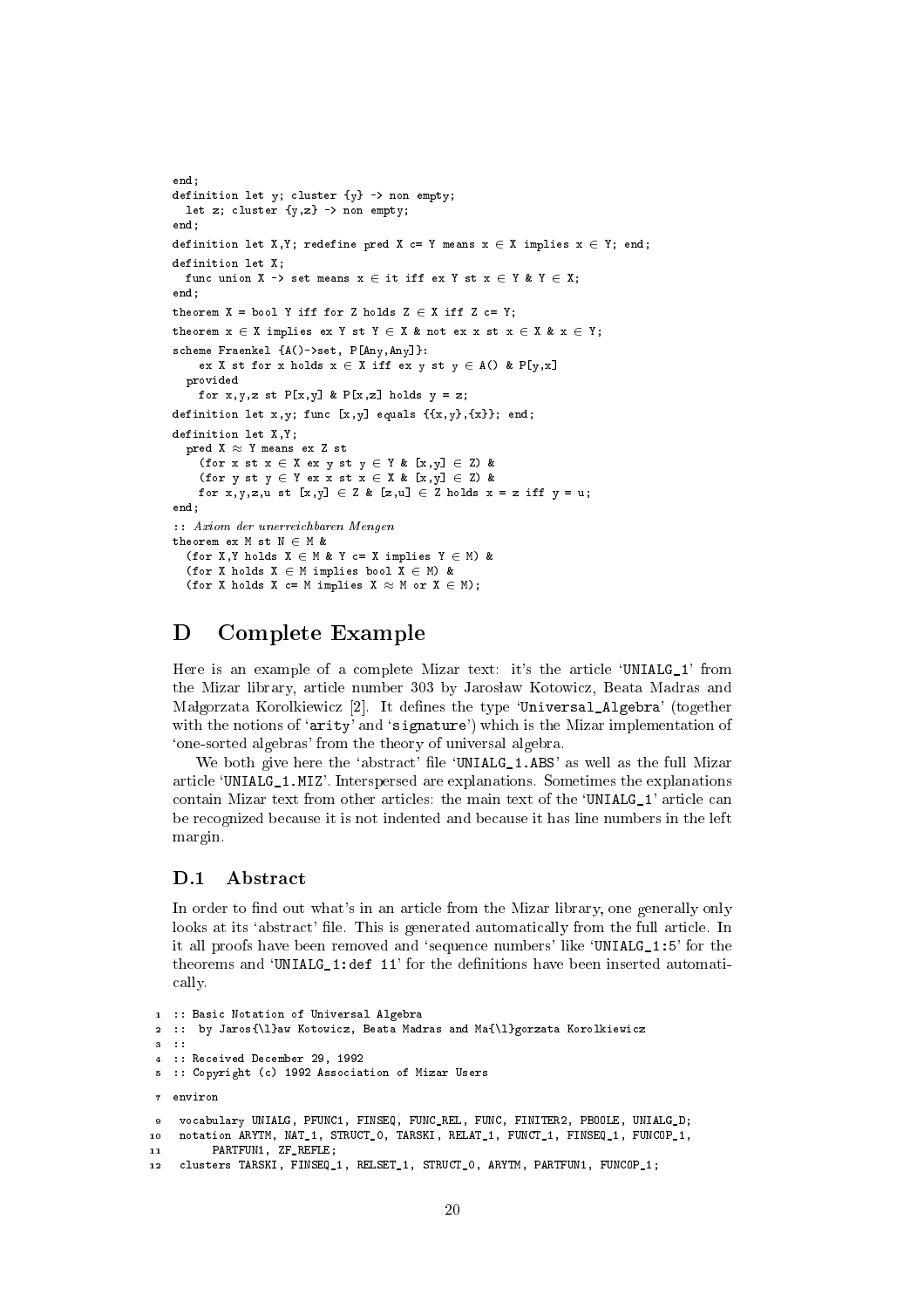```
end;
definition let y; cluster {y} -> non empty;
  let z; cluster {y,z} -> non empty;
end;
definition let X,Y; redefine pred X c= Y means x ∈ X implies x ∈ Y; end;
definition let X;
  func union X -> set means x ∈ it iff ex Y st x ∈ Y & Y ∈ X;
end;
theorem X = bool Y iff for Z holds Z ∈ X iff Z c= Y;
theorem x ∈ X implies ex Y st Y ∈ X & not ex x st x ∈ X & x ∈ Y;
scheme Fraenkel {A()->set, P[Any,Any]}:
    ex X st for x holds x ∈ X iff ex y st y ∈ A() & P[y,x]
  provided
    for x,y,z st P[x,y] & P[x,z] holds y = z;
definition let x,y; func [x,y] equals {{x,y},{x}}; end;
definition let X,Y;
  pred X ≈ Y means ex Z st
    (for x st x ∈ X ex y st y ∈ Y & [x,y] ∈ Z) &
    (for y st y ∈ Y ex x st x ∈ X & [x,y] ∈ Z) &
    for x,y,z,u st [x,y] ∈ Z & [z,u] ∈ Z holds x = z iff y = u;
end;
:: Axiom der unerreichbaren Mengen
theorem ex M st N ∈ M &
  (for X,Y holds X ∈ M & Y c= X implies Y ∈ M) &
  (for X holds X ∈ M implies bool X ∈ M) &
  (for X holds X c= M implies X ≈ M or X ∈ M);
```

# D Complete Example

Here is an example of a complete Mizar text: it's the article 'UNIALG_1' from the Mizar library, article number 303 by Jarosław Kotowicz, Beata Madras and Małgorzata Korolkiewicz [2]. It defines the type 'Universal_Algebra' (together with the notions of 'arity' and 'signature') which is the Mizar implementation of 'one-sorted algebras' from the theory of universal algebra.

We both give here the 'abstract' file 'UNIALG_1.ABS' as well as the full Mizar article 'UNIALG_1.MIZ'. Interspersed are explanations. Sometimes the explanations contain Mizar text from other articles: the main text of the 'UNIALG_1' article can be recognized because it is not indented and because it has line numbers in the left margin.

## D.1 Abstract

In order to find out what's in an article from the Mizar library, one generally only looks at its 'abstract' file. This is generated automatically from the full article. In it all proofs have been removed and 'sequence numbers' like 'UNIALG_1:5' for the theorems and 'UNIALG_1:def 11' for the definitions have been inserted automatically.

```
1  :: Basic Notation of Universal Algebra
2  ::  by Jaros{\l}aw Kotowicz, Beata Madras and Ma{\l}gorzata Korolkiewicz
3  ::
4  :: Received December 29, 1992
5  :: Copyright (c) 1992 Association of Mizar Users

7  environ

9   vocabulary UNIALG, PFUNC1, FINSEQ, FUNC_REL, FUNC, FINITER2, PBOOLE, UNIALG_D;
10  notation ARYTM, NAT_1, STRUCT_0, TARSKI, RELAT_1, FUNCT_1, FINSEQ_1, FUNCOP_1,
11       PARTFUN1, ZF_REFLE;
12  clusters TARSKI, FINSEQ_1, RELSET_1, STRUCT_0, ARYTM, PARTFUN1, FUNCOP_1;
```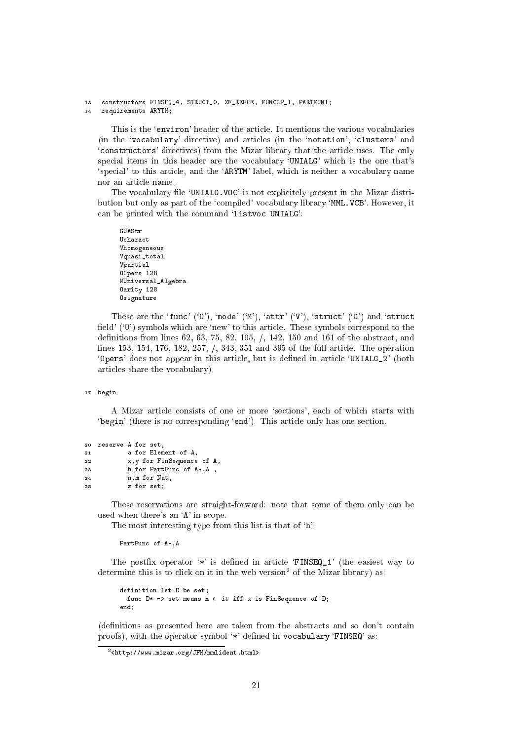```
13  constructors FINSEQ_4, STRUCT_0, ZF_REFLE, FUNCOP_1, PARTFUN1;
14  requirements ARYTM;
```

This is the 'environ' header of the article. It mentions the various vocabularies (in the 'vocabulary' directive) and articles (in the 'notation', 'clusters' and 'constructors' directives) from the Mizar library that the article uses. The only special items in this header are the vocabulary 'UNIALG' which is the one that's 'special' to this article, and the 'ARYTM' label, which is neither a vocabulary name nor an article name.

The vocabulary file 'UNIALG.VOC' is not explicitely present in the Mizar distribution but only as part of the 'compiled' vocabulary library 'MML.VCB'. However, it can be printed with the command 'listvoc UNIALG':

```
GUAStr
Ucharact
Vhomogeneous
Vquasi_total
Vpartial
OOpers 128
MUniversal_Algebra
Oarity 128
Osignature
```

These are the 'func' ('O'), 'mode' ('M'), 'attr' ('V'), 'struct' ('G') and 'struct field' ('U') symbols which are 'new' to this article. These symbols correspond to the definitions from lines 62, 63, 75, 82, 105, /, 142, 150 and 161 of the abstract, and lines 153, 154, 176, 182, 257, /, 343, 351 and 395 of the full article. The operation 'Opers' does not appear in this article, but is defined in article 'UNIALG_2' (both articles share the vocabulary).

```
17 begin
```

A Mizar article consists of one or more 'sections', each of which starts with 'begin' (there is no corresponding 'end'). This article only has one section.

```
20 reserve A for set,
21         a for Element of A,
22         x,y for FinSequence of A,
23         h for PartFunc of A*,A ,
24         n,m for Nat,
25         z for set;
```

These reservations are straight-forward: note that some of them only can be used when there's an 'A' in scope.

The most interesting type from this list is that of 'h':

```
PartFunc of A*,A
```

The postfix operator '*' is defined in article 'FINSEQ_1' (the easiest way to determine this is to click on it in the web version[2] of the Mizar library) as:

```
definition let D be set;
  func D* -> set means x ∈ it iff x is FinSequence of D;
end;
```

(definitions as presented here are taken from the abstracts and so don't contain proofs), with the operator symbol '*' defined in vocabulary 'FINSEQ' as:

[2] <http://www.mizar.org/JFM/mmlident.html>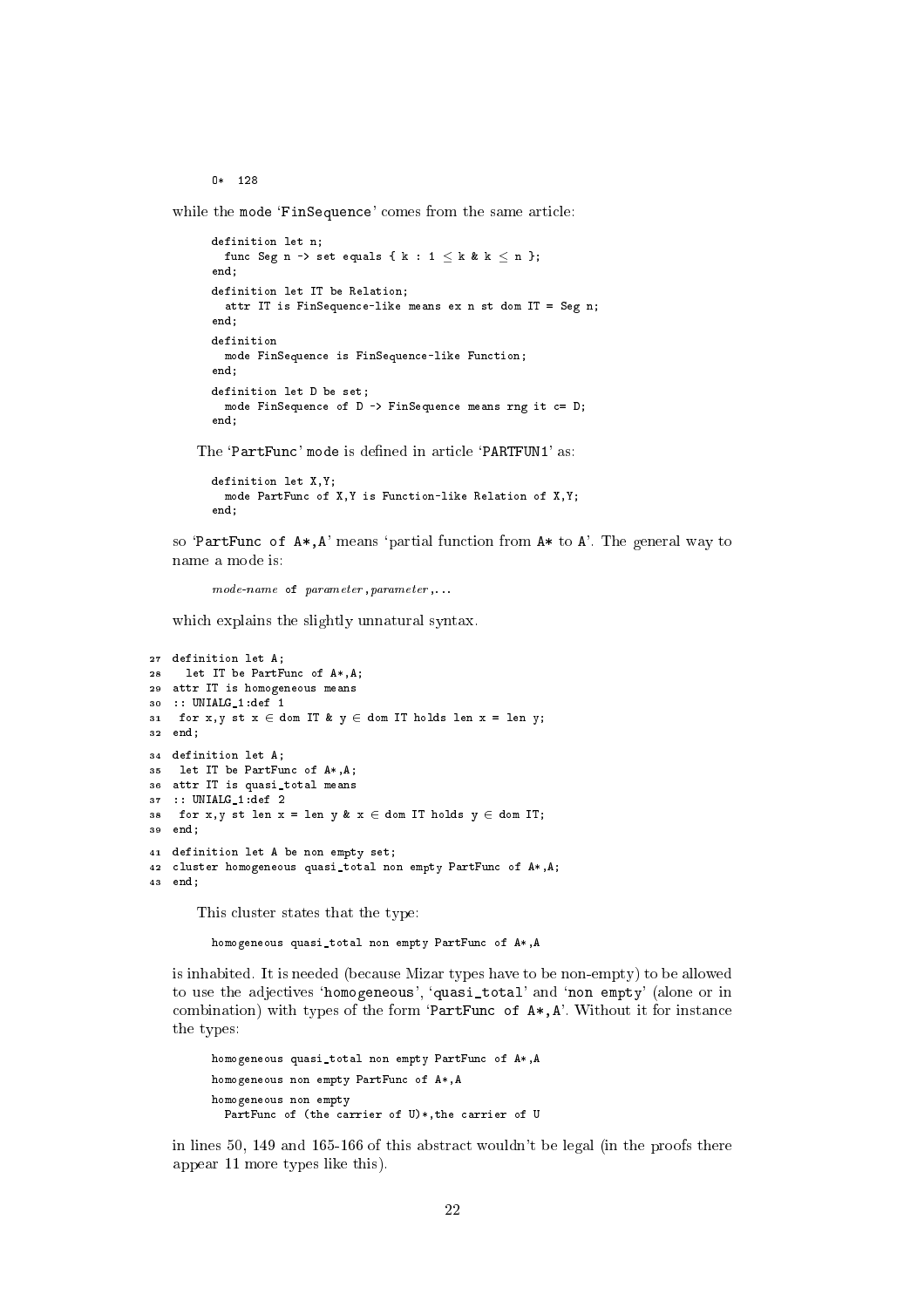```
0*  128
```

while the mode 'FinSequence' comes from the same article:

```
definition let n;
  func Seg n -> set equals { k : 1 ≤ k & k ≤ n };
end;
definition let IT be Relation;
  attr IT is FinSequence-like means ex n st dom IT = Seg n;
end;
definition
  mode FinSequence is FinSequence-like Function;
end;
definition let D be set;
  mode FinSequence of D -> FinSequence means rng it c= D;
end;
```

The 'PartFunc' mode is defined in article 'PARTFUN1' as:

```
definition let X,Y;
  mode PartFunc of X,Y is Function-like Relation of X,Y;
end;
```

so 'PartFunc of A*,A' means 'partial function from A* to A'. The general way to name a mode is:

*mode-name* `of` *parameter*`,`*parameter*`,...`

which explains the slightly unnatural syntax.

```
27 definition let A;
28   let IT be PartFunc of A*,A;
29 attr IT is homogeneous means
30 :: UNIALG_1:def 1
31  for x,y st x ∈ dom IT & y ∈ dom IT holds len x = len y;
32 end;
34 definition let A;
35  let IT be PartFunc of A*,A;
36 attr IT is quasi_total means
37 :: UNIALG_1:def 2
38  for x,y st len x = len y & x ∈ dom IT holds y ∈ dom IT;
39 end;
41 definition let A be non empty set;
42 cluster homogeneous quasi_total non empty PartFunc of A*,A;
43 end;
```

This cluster states that the type:

```
homogeneous quasi_total non empty PartFunc of A*,A
```

is inhabited. It is needed (because Mizar types have to be non-empty) to be allowed to use the adjectives 'homogeneous', 'quasi_total' and 'non empty' (alone or in combination) with types of the form 'PartFunc of A*,A'. Without it for instance the types:

```
homogeneous quasi_total non empty PartFunc of A*,A
homogeneous non empty PartFunc of A*,A
homogeneous non empty
  PartFunc of (the carrier of U)*,the carrier of U
```

in lines 50, 149 and 165-166 of this abstract wouldn't be legal (in the proofs there appear 11 more types like this).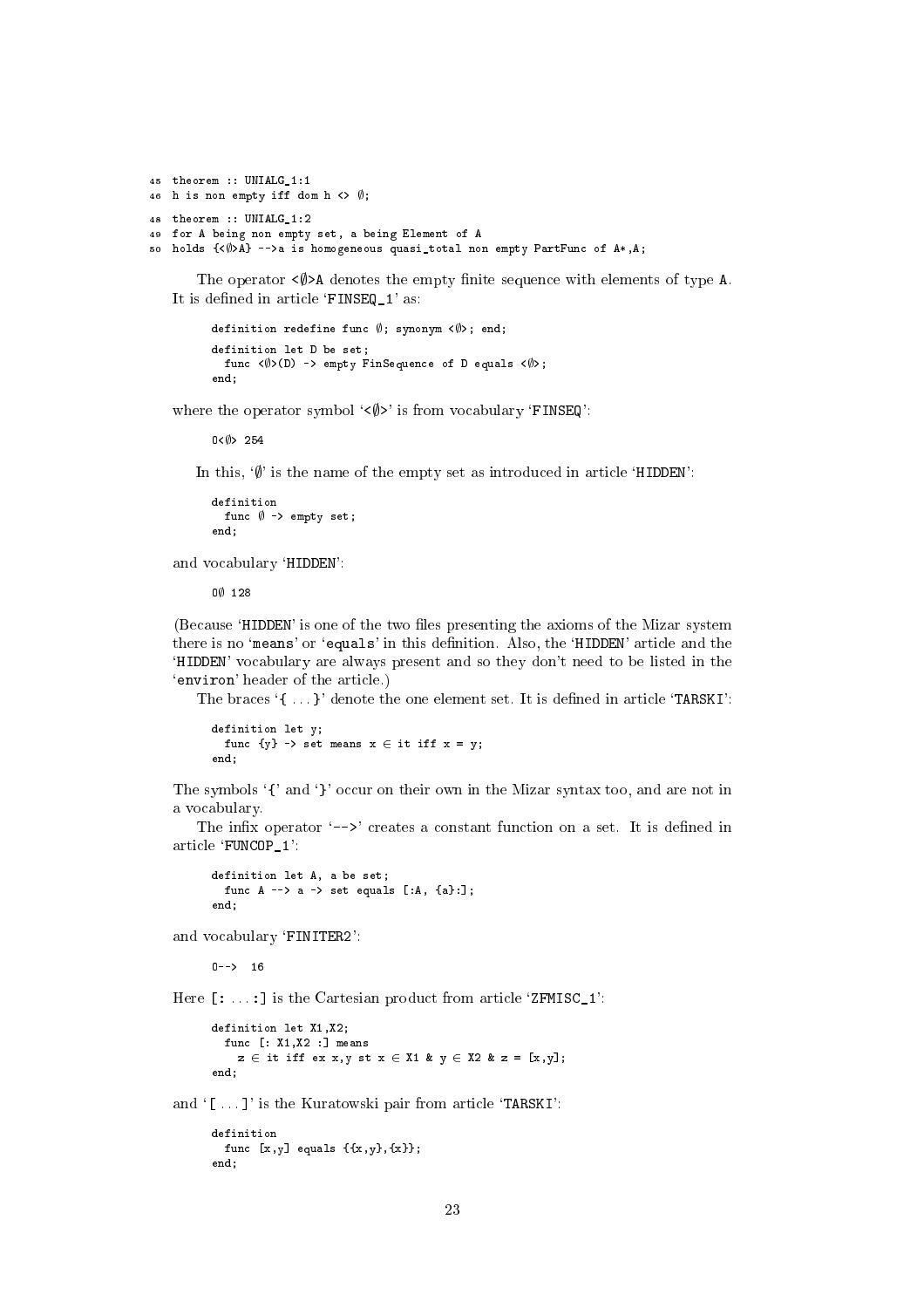```
45 theorem :: UNIALG_1:1
46 h is non empty iff dom h <> ∅;

48 theorem :: UNIALG_1:2
49 for A being non empty set, a being Element of A
50 holds {<∅>A} -->a is homogeneous quasi_total non empty PartFunc of A*,A;
```

The operator `<∅>A` denotes the empty finite sequence with elements of type `A`. It is defined in article '`FINSEQ_1`' as:

```
definition redefine func ∅; synonym <∅>; end;

definition let D be set;
  func <∅>(D) -> empty FinSequence of D equals <∅>;
end;
```

where the operator symbol '`<∅>`' is from vocabulary '`FINSEQ`':

```
O<∅> 254
```

In this, '`∅`' is the name of the empty set as introduced in article '`HIDDEN`':

```
definition
  func ∅ -> empty set;
end;
```

and vocabulary '`HIDDEN`':

```
O∅ 128
```

(Because '`HIDDEN`' is one of the two files presenting the axioms of the Mizar system there is no '`means`' or '`equals`' in this definition. Also, the '`HIDDEN`' article and the '`HIDDEN`' vocabulary are always present and so they don't need to be listed in the '`environ`' header of the article.)

The braces '`{ ... }`' denote the one element set. It is defined in article '`TARSKI`':

```
definition let y;
  func {y} -> set means x ∈ it iff x = y;
end;
```

The symbols '`{`' and '`}`' occur on their own in the Mizar syntax too, and are not in a vocabulary.

The infix operator '`-->`' creates a constant function on a set. It is defined in article '`FUNCOP_1`':

```
definition let A, a be set;
  func A --> a -> set equals [:A, {a}:];
end;
```

and vocabulary '`FINITER2`':

```
O-->  16
```

Here `[: ... :]` is the Cartesian product from article '`ZFMISC_1`':

```
definition let X1,X2;
  func [: X1,X2 :] means
    z ∈ it iff ex x,y st x ∈ X1 & y ∈ X2 & z = [x,y];
end;
```

and '`[ ... ]`' is the Kuratowski pair from article '`TARSKI`':

```
definition
  func [x,y] equals {{x,y},{x}};
end;
```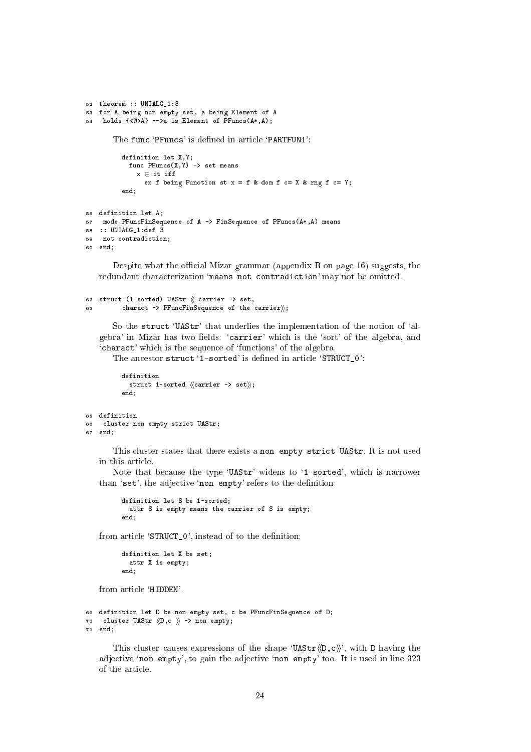```
52 theorem :: UNIALG_1:3
53 for A being non empty set, a being Element of A
54  holds {<∅>A} -->a is Element of PFuncs(A*,A);
```

The func 'PFuncs' is defined in article 'PARTFUN1':

```
definition let X,Y;
  func PFuncs(X,Y) -> set means
    x ∈ it iff
      ex f being Function st x = f & dom f c= X & rng f c= Y;
end;
```

```
56 definition let A;
57  mode PFuncFinSequence of A -> FinSequence of PFuncs(A*,A) means
58 :: UNIALG_1:def 3
59  not contradiction;
60 end;
```

Despite what the official Mizar grammar (appendix B on page 16) suggests, the redundant characterization 'means not contradiction' may not be omitted.

```
62 struct (1-sorted) UAStr ≪ carrier -> set,
63        charact -> PFuncFinSequence of the carrier≫;
```

So the struct 'UAStr' that underlies the implementation of the notion of 'algebra' in Mizar has two fields: 'carrier' which is the 'sort' of the algebra, and 'charact' which is the sequence of 'functions' of the algebra.

The ancestor struct '1-sorted' is defined in article 'STRUCT_0':

```
definition
  struct 1-sorted ≪carrier -> set≫;
end;
```

```
65 definition
66  cluster non empty strict UAStr;
67 end;
```

This cluster states that there exists a non empty strict UAStr. It is not used in this article.

Note that because the type 'UAStr' widens to '1-sorted', which is narrower than 'set', the adjective 'non empty' refers to the definition:

```
definition let S be 1-sorted;
  attr S is empty means the carrier of S is empty;
end;
```

from article 'STRUCT_0', instead of to the definition:

```
definition let X be set;
  attr X is empty;
end;
```

from article 'HIDDEN'.

```
69 definition let D be non empty set, c be PFuncFinSequence of D;
70  cluster UAStr ≪D,c ≫ -> non empty;
71 end;
```

This cluster causes expressions of the shape 'UAStr≪D,c≫', with D having the adjective 'non empty', to gain the adjective 'non empty' too. It is used in line 323 of the article.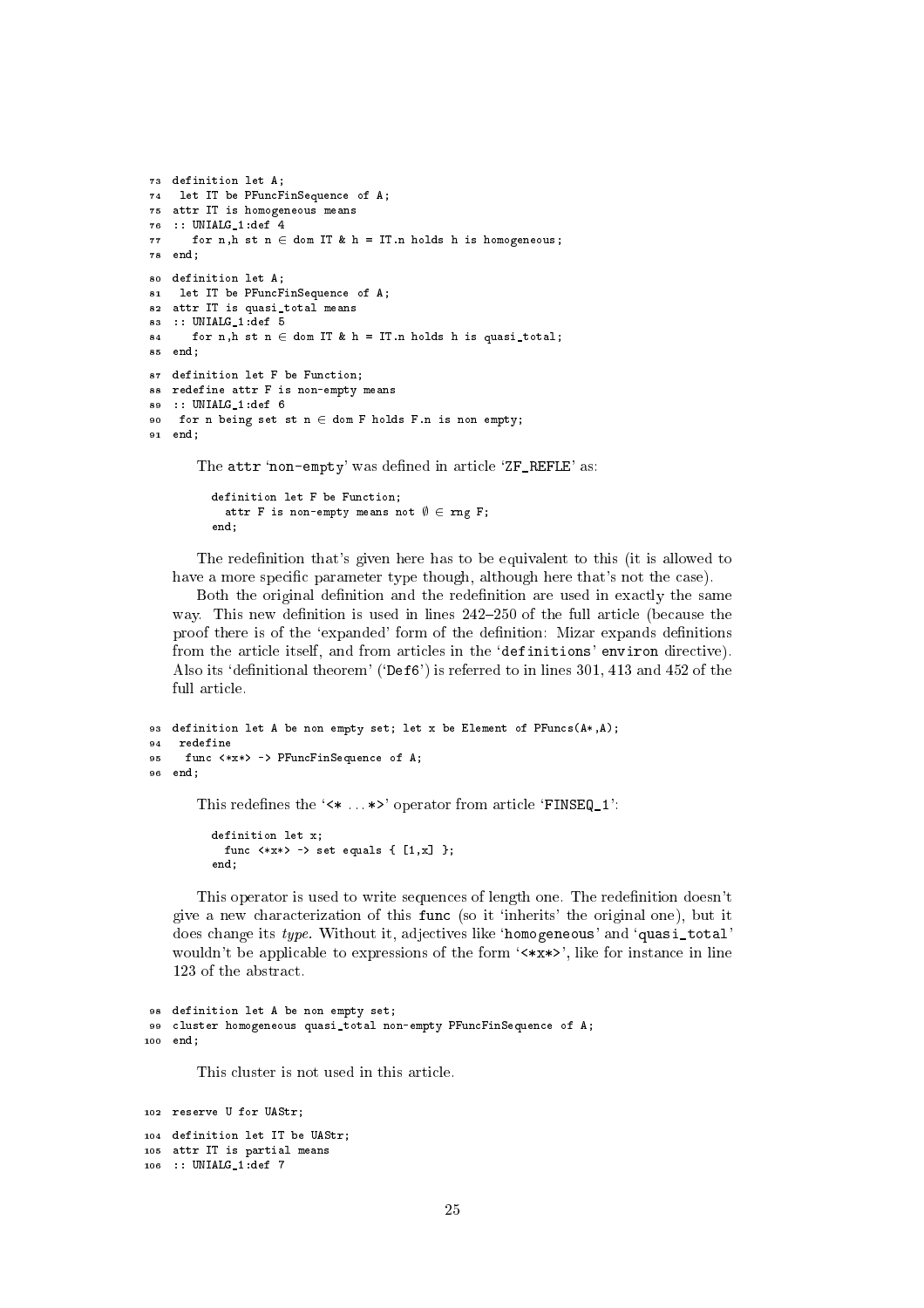```
73 definition let A;
74  let IT be PFuncFinSequence of A;
75 attr IT is homogeneous means
76 :: UNIALG_1:def 4
77    for n,h st n ∈ dom IT & h = IT.n holds h is homogeneous;
78 end;

80 definition let A;
81  let IT be PFuncFinSequence of A;
82 attr IT is quasi_total means
83 :: UNIALG_1:def 5
84    for n,h st n ∈ dom IT & h = IT.n holds h is quasi_total;
85 end;

87 definition let F be Function;
88 redefine attr F is non-empty means
89 :: UNIALG_1:def 6
90  for n being set st n ∈ dom F holds F.n is non empty;
91 end;
```

The `attr` '`non-empty`' was defined in article '`ZF_REFLE`' as:

```
definition let F be Function;
  attr F is non-empty means not ∅ ∈ rng F;
end;
```

The redefinition that's given here has to be equivalent to this (it is allowed to have a more specific parameter type though, although here that's not the case).

Both the original definition and the redefinition are used in exactly the same way. This new definition is used in lines 242–250 of the full article (because the proof there is of the 'expanded' form of the definition: Mizar expands definitions from the article itself, and from articles in the '`definitions`' `environ` directive). Also its 'definitional theorem' ('`Def6`') is referred to in lines 301, 413 and 452 of the full article.

```
93 definition let A be non empty set; let x be Element of PFuncs(A*,A);
94  redefine
95   func <*x*> -> PFuncFinSequence of A;
96 end;
```

This redefines the '`<* ... *>`' operator from article '`FINSEQ_1`':

```
definition let x;
  func <*x*> -> set equals { [1,x] };
end;
```

This operator is used to write sequences of length one. The redefinition doesn't give a new characterization of this `func` (so it 'inherits' the original one), but it does change its *type*. Without it, adjectives like '`homogeneous`' and '`quasi_total`' wouldn't be applicable to expressions of the form '`<*x*>`', like for instance in line 123 of the abstract.

```
98 definition let A be non empty set;
99 cluster homogeneous quasi_total non-empty PFuncFinSequence of A;
100 end;
```

This cluster is not used in this article.

```
102 reserve U for UAStr;

104 definition let IT be UAStr;
105 attr IT is partial means
106 :: UNIALG_1:def 7
```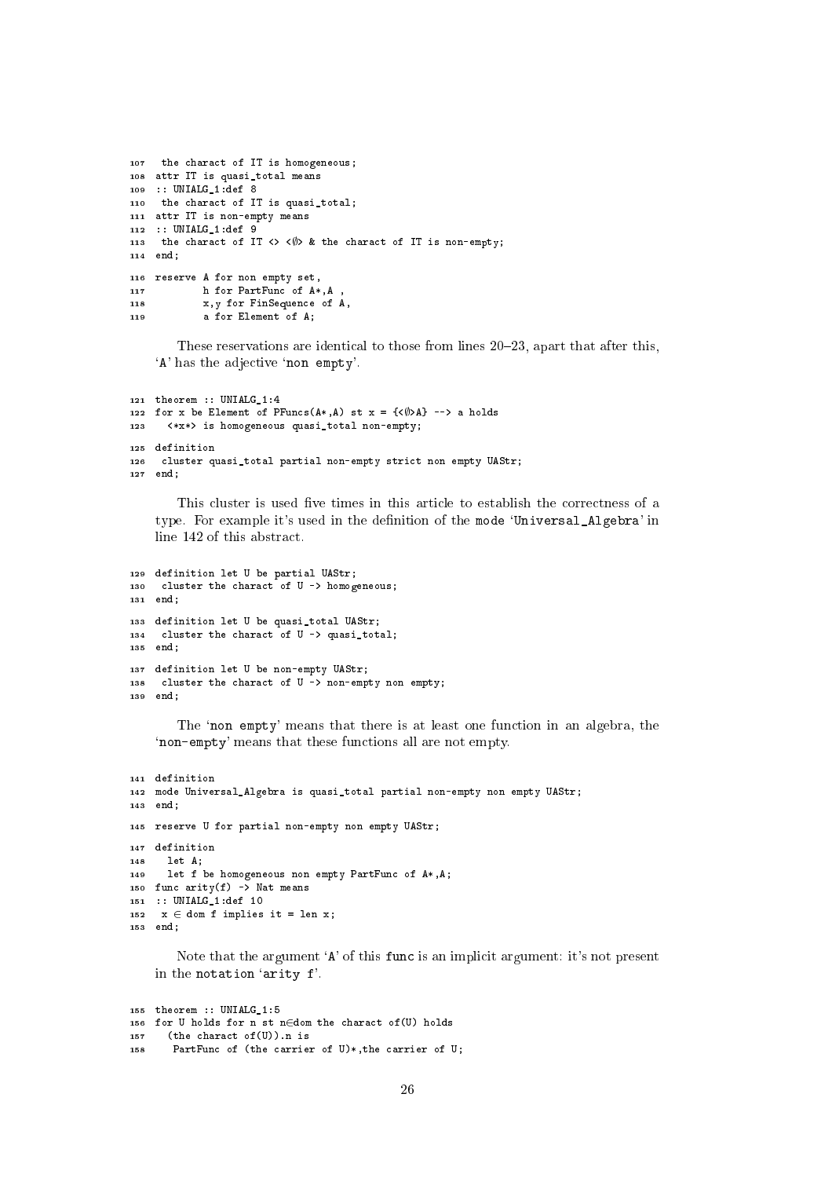```
107  the charact of IT is homogeneous;
108 attr IT is quasi_total means
109 :: UNIALG_1:def 8
110  the charact of IT is quasi_total;
111 attr IT is non-empty means
112 :: UNIALG_1:def 9
113  the charact of IT <> <∅> & the charact of IT is non-empty;
114 end;

116 reserve A for non empty set,
117         h for PartFunc of A*,A ,
118         x,y for FinSequence of A,
119         a for Element of A;
```

These reservations are identical to those from lines 20–23, apart that after this, 'A' has the adjective 'non empty'.

```
121 theorem :: UNIALG_1:4
122 for x be Element of PFuncs(A*,A) st x = {<∅>A} --> a holds
123   <*x*> is homogeneous quasi_total non-empty;

125 definition
126  cluster quasi_total partial non-empty strict non empty UAStr;
127 end;
```

This cluster is used five times in this article to establish the correctness of a type. For example it's used in the definition of the mode 'Universal_Algebra' in line 142 of this abstract.

```
129 definition let U be partial UAStr;
130  cluster the charact of U -> homogeneous;
131 end;

133 definition let U be quasi_total UAStr;
134  cluster the charact of U -> quasi_total;
135 end;

137 definition let U be non-empty UAStr;
138  cluster the charact of U -> non-empty non empty;
139 end;
```

The 'non empty' means that there is at least one function in an algebra, the 'non-empty' means that these functions all are not empty.

```
141 definition
142 mode Universal_Algebra is quasi_total partial non-empty non empty UAStr;
143 end;

145 reserve U for partial non-empty non empty UAStr;

147 definition
148   let A;
149   let f be homogeneous non empty PartFunc of A*,A;
150 func arity(f) -> Nat means
151 :: UNIALG_1:def 10
152  x ∈ dom f implies it = len x;
153 end;
```

Note that the argument 'A' of this func is an implicit argument: it's not present in the notation 'arity f'.

```
155 theorem :: UNIALG_1:5
156 for U holds for n st n∈dom the charact of(U) holds
157   (the charact of(U)).n is
158    PartFunc of (the carrier of U)*,the carrier of U;
```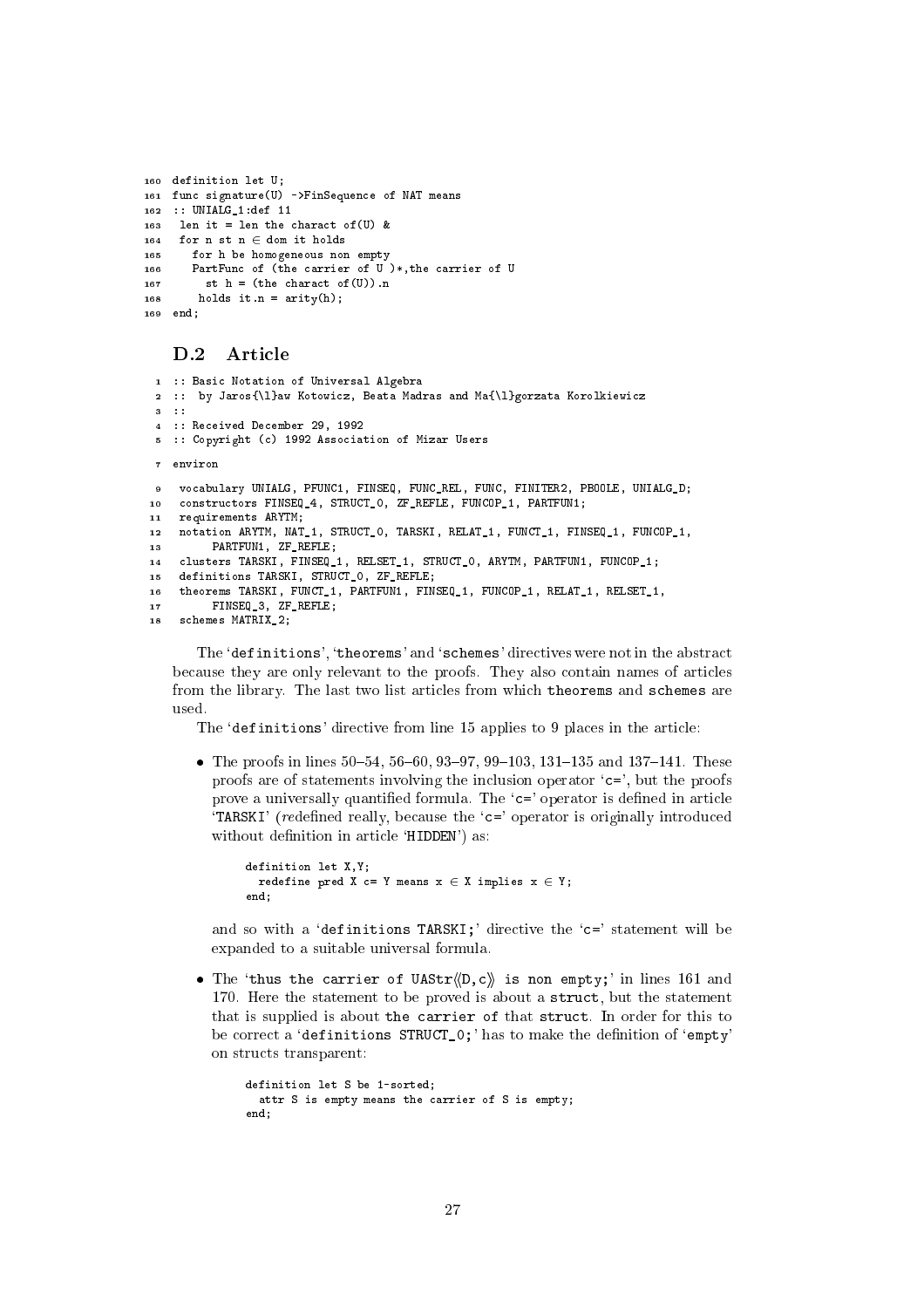```
160 definition let U;
161 func signature(U) ->FinSequence of NAT means
162 :: UNIALG_1:def 11
163  len it = len the charact of(U) &
164  for n st n ∈ dom it holds
165    for h be homogeneous non empty
166    PartFunc of (the carrier of U )*,the carrier of U
167      st h = (the charact of(U)).n
168     holds it.n = arity(h);
169 end;
```

### D.2 Article

```
1  :: Basic Notation of Universal Algebra
2  ::  by Jaros{\l}aw Kotowicz, Beata Madras and Ma{\l}gorzata Korolkiewicz
3  ::
4  :: Received December 29, 1992
5  :: Copyright (c) 1992 Association of Mizar Users

7  environ

9   vocabulary UNIALG, PFUNC1, FINSEQ, FUNC_REL, FUNC, FINITER2, PBOOLE, UNIALG_D;
10  constructors FINSEQ_4, STRUCT_0, ZF_REFLE, FUNCOP_1, PARTFUN1;
11  requirements ARYTM;
12  notation ARYTM, NAT_1, STRUCT_0, TARSKI, RELAT_1, FUNCT_1, FINSEQ_1, FUNCOP_1,
13       PARTFUN1, ZF_REFLE;
14  clusters TARSKI, FINSEQ_1, RELSET_1, STRUCT_0, ARYTM, PARTFUN1, FUNCOP_1;
15  definitions TARSKI, STRUCT_0, ZF_REFLE;
16  theorems TARSKI, FUNCT_1, PARTFUN1, FINSEQ_1, FUNCOP_1, RELAT_1, RELSET_1,
17       FINSEQ_3, ZF_REFLE;
18  schemes MATRIX_2;
```

The '`definitions`', '`theorems`' and '`schemes`' directives were not in the abstract because they are only relevant to the proofs. They also contain names of articles from the library. The last two list articles from which `theorems` and `schemes` are used.

The '`definitions`' directive from line 15 applies to 9 places in the article:

- The proofs in lines 50–54, 56–60, 93–97, 99–103, 131–135 and 137–141. These proofs are of statements involving the inclusion operator '`c=`', but the proofs prove a universally quantified formula. The '`c=`' operator is defined in article '`TARSKI`' (*re*defined really, because the '`c=`' operator is originally introduced without definition in article '`HIDDEN`') as:

  ```
  definition let X,Y;
    redefine pred X c= Y means x ∈ X implies x ∈ Y;
  end;
  ```

  and so with a '`definitions TARSKI;`' directive the '`c=`' statement will be expanded to a suitable universal formula.

- The '`thus the carrier of UAStr⟨⟨D,c⟩⟩ is non empty;`' in lines 161 and 170. Here the statement to be proved is about a `struct`, but the statement that is supplied is about `the carrier of` that `struct`. In order for this to be correct a '`definitions STRUCT_0;`' has to make the definition of '`empty`' on structs transparent:

  ```
  definition let S be 1-sorted;
    attr S is empty means the carrier of S is empty;
  end;
  ```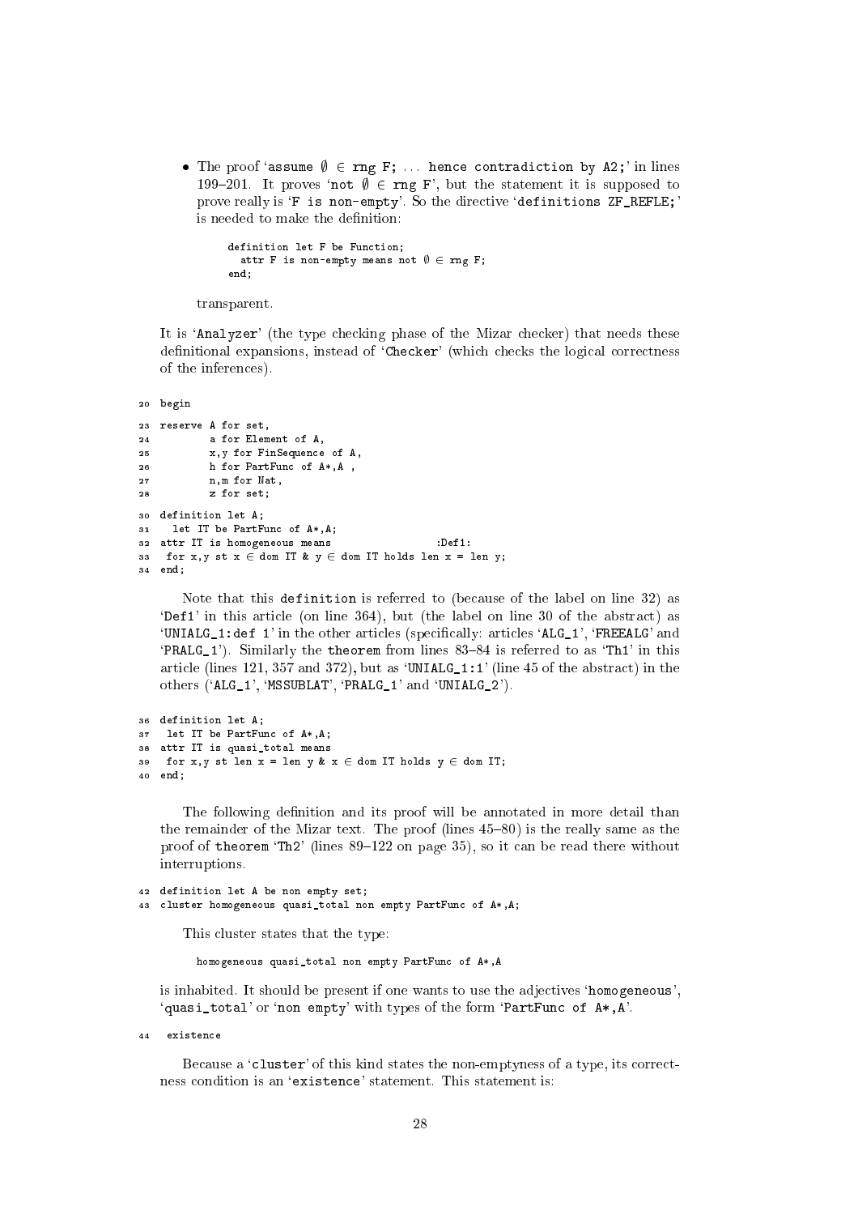- The proof '`assume ∅ ∈ rng F; ... hence contradiction by A2;`' in lines 199–201. It proves '`not ∅ ∈ rng F`', but the statement it is supposed to prove really is '`F is non-empty`'. So the directive '`definitions ZF_REFLE;`' is needed to make the definition:

  ```
  definition let F be Function;
    attr F is non-empty means not ∅ ∈ rng F;
  end;
  ```

  transparent.

It is '`Analyzer`' (the type checking phase of the Mizar checker) that needs these definitional expansions, instead of '`Checker`' (which checks the logical correctness of the inferences).

```
20 begin

23 reserve A for set,
24         a for Element of A,
25         x,y for FinSequence of A,
26         h for PartFunc of A*,A ,
27         n,m for Nat,
28         z for set;

30 definition let A;
31   let IT be PartFunc of A*,A;
32 attr IT is homogeneous means                 :Def1:
33  for x,y st x ∈ dom IT & y ∈ dom IT holds len x = len y;
34 end;
```

Note that this `definition` is referred to (because of the label on line 32) as '`Def1`' in this article (on line 364), but (the label on line 30 of the abstract) as '`UNIALG_1:def 1`' in the other articles (specifically: articles '`ALG_1`', '`FREEALG`' and '`PRALG_1`'). Similarly the `theorem` from lines 83–84 is referred to as '`Th1`' in this article (lines 121, 357 and 372), but as '`UNIALG_1:1`' (line 45 of the abstract) in the others ('`ALG_1`', '`MSSUBLAT`', '`PRALG_1`' and '`UNIALG_2`').

```
36 definition let A;
37  let IT be PartFunc of A*,A;
38 attr IT is quasi_total means
39  for x,y st len x = len y & x ∈ dom IT holds y ∈ dom IT;
40 end;
```

The following definition and its proof will be annotated in more detail than the remainder of the Mizar text. The proof (lines 45–80) is the really same as the proof of `theorem` '`Th2`' (lines 89–122 on page 35), so it can be read there without interruptions.

```
42 definition let A be non empty set;
43 cluster homogeneous quasi_total non empty PartFunc of A*,A;
```

This cluster states that the type:

```
homogeneous quasi_total non empty PartFunc of A*,A
```

is inhabited. It should be present if one wants to use the adjectives '`homogeneous`', '`quasi_total`' or '`non empty`' with types of the form '`PartFunc of A*,A`'.

```
44  existence
```

Because a '`cluster`' of this kind states the non-emptyness of a type, its correctness condition is an '`existence`' statement. This statement is: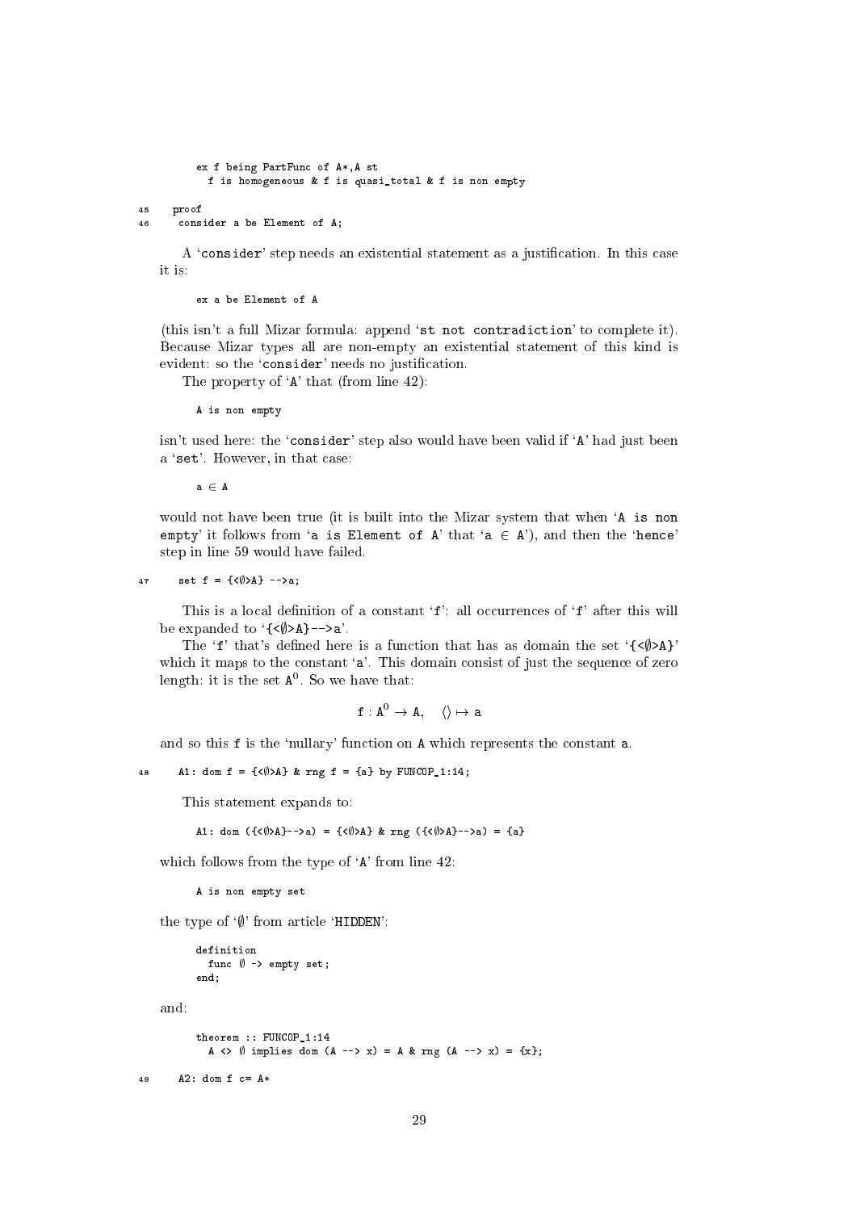```
ex f being PartFunc of A*,A st
  f is homogeneous & f is quasi_total & f is non empty
```

```
45   proof
46    consider a be Element of A;
```

A '`consider`' step needs an existential statement as a justification. In this case it is:

```
ex a be Element of A
```

(this isn't a full Mizar formula: append '`st not contradiction`' to complete it). Because Mizar types all are non-empty an existential statement of this kind is evident: so the '`consider`' needs no justification.

The property of '`A`' that (from line 42):

```
A is non empty
```

isn't used here: the '`consider`' step also would have been valid if '`A`' had just been a '`set`'. However, in that case:

```
a ∈ A
```

would not have been true (it is built into the Mizar system that when '`A is non empty`' it follows from '`a is Element of A`' that '`a ∈ A`'), and then the '`hence`' step in line 59 would have failed.

```
47    set f = {<∅>A} -->a;
```

This is a local definition of a constant '`f`': all occurrences of '`f`' after this will be expanded to '`{<∅>A}-->a`'.

The '`f`' that's defined here is a function that has as domain the set '`{<∅>A}`' which it maps to the constant '`a`'. This domain consist of just the sequence of zero length: it is the set $\mathtt{A}^0$. So we have that:

$$\mathtt{f} : \mathtt{A}^0 \to \mathtt{A}, \quad \langle\rangle \mapsto \mathtt{a}$$

and so this `f` is the 'nullary' function on `A` which represents the constant `a`.

```
48    A1: dom f = {<∅>A} & rng f = {a} by FUNCOP_1:14;
```

This statement expands to:

```
A1: dom ({<∅>A}-->a) = {<∅>A} & rng ({<∅>A}-->a) = {a}
```

which follows from the type of '`A`' from line 42:

```
A is non empty set
```

the type of '`∅`' from article '`HIDDEN`':

```
definition
  func ∅ -> empty set;
end;
```

and:

```
theorem :: FUNCOP_1:14
  A <> ∅ implies dom (A --> x) = A & rng (A --> x) = {x};
```

```
49    A2: dom f c= A*
```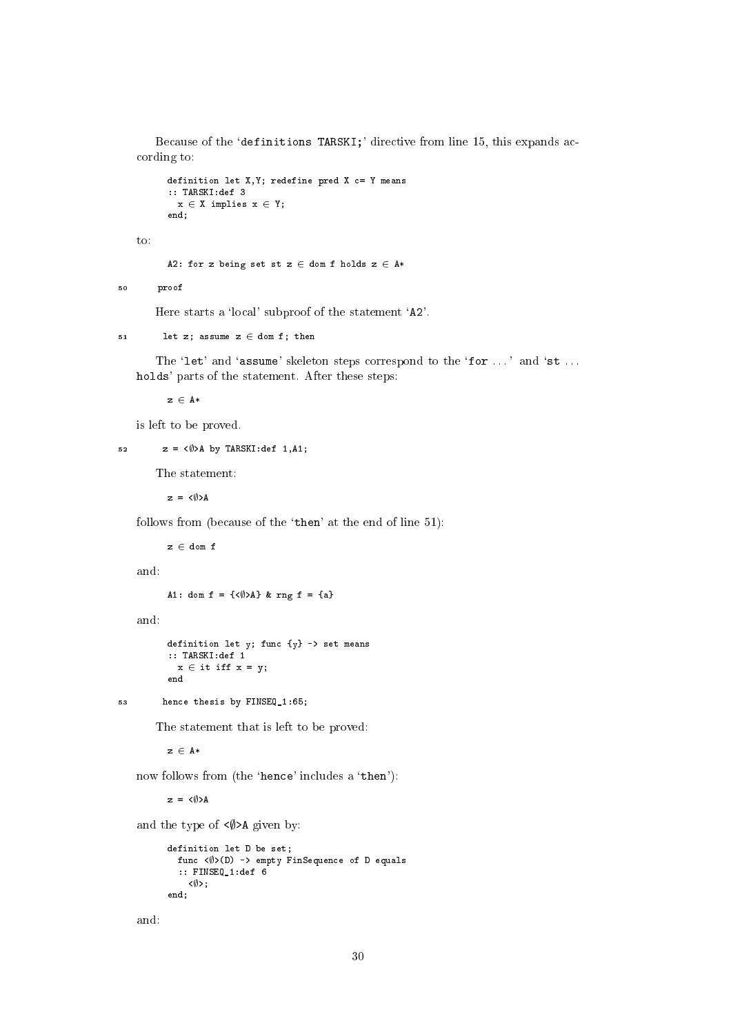Because of the '`definitions TARSKI;`' directive from line 15, this expands according to:

```
definition let X,Y; redefine pred X c= Y means
:: TARSKI:def 3
  x ∈ X implies x ∈ Y;
end;
```

to:

```
A2: for z being set st z ∈ dom f holds z ∈ A*
```

```
50    proof
```

Here starts a 'local' subproof of the statement '`A2`'.

```
51     let z; assume z ∈ dom f; then
```

The '`let`' and '`assume`' skeleton steps correspond to the '`for` ...' and '`st` ... `holds`' parts of the statement. After these steps:

```
z ∈ A*
```

is left to be proved.

```
52     z = <∅>A by TARSKI:def 1,A1;
```

The statement:

```
z = <∅>A
```

follows from (because of the '`then`' at the end of line 51):

```
z ∈ dom f
```

and:

```
A1: dom f = {<∅>A} & rng f = {a}
```

and:

```
definition let y; func {y} -> set means
:: TARSKI:def 1
  x ∈ it iff x = y;
end
```

```
53     hence thesis by FINSEQ_1:65;
```

The statement that is left to be proved:

```
z ∈ A*
```

now follows from (the '`hence`' includes a '`then`'):

```
z = <∅>A
```

and the type of `<∅>A` given by:

```
definition let D be set;
  func <∅>(D) -> empty FinSequence of D equals
  :: FINSEQ_1:def 6
    <∅>;
end;
```

and: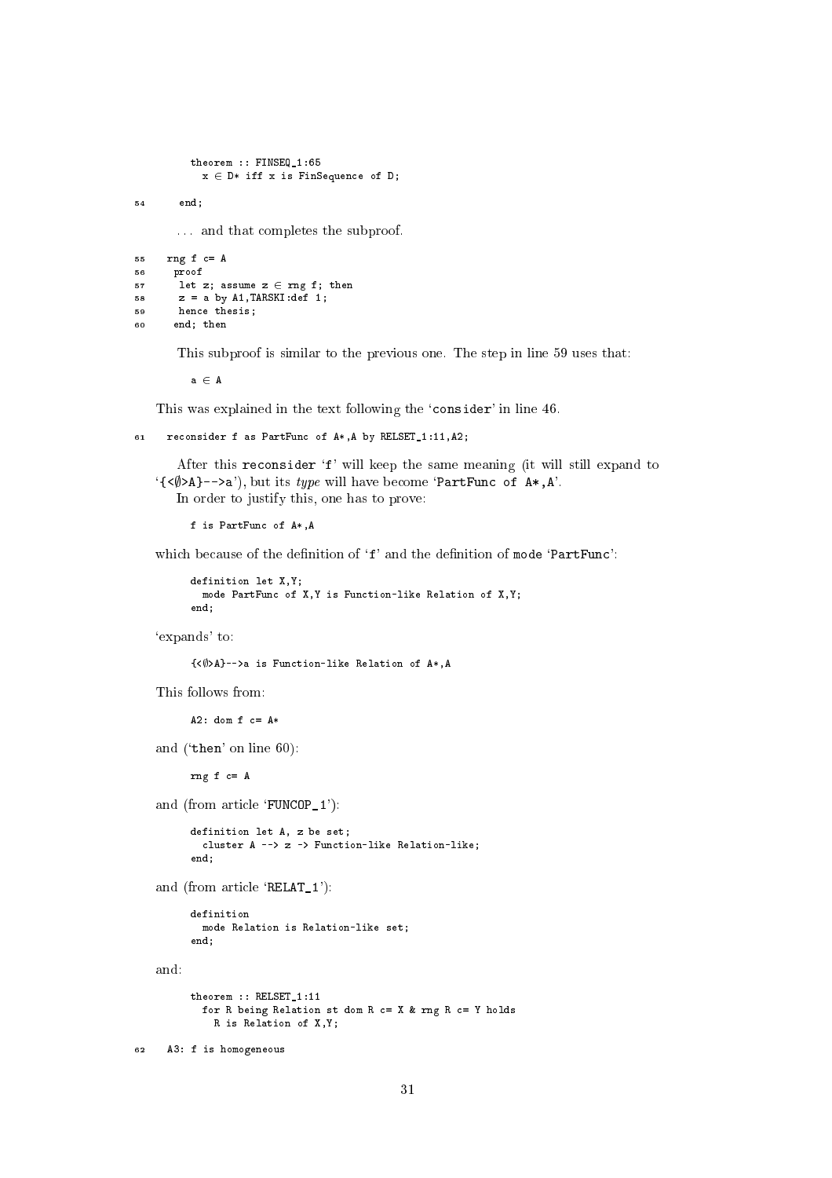```
theorem :: FINSEQ_1:65
  x ∈ D* iff x is FinSequence of D;
```

```
54      end;
```

. . . and that completes the subproof.

```
55    rng f c= A
56     proof
57      let z; assume z ∈ rng f; then
58      z = a by A1,TARSKI:def 1;
59      hence thesis;
60     end; then
```

This subproof is similar to the previous one. The step in line 59 uses that:

```
a ∈ A
```

This was explained in the text following the 'consider' in line 46.

```
61    reconsider f as PartFunc of A*,A by RELSET_1:11,A2;
```

After this **reconsider** 'f' will keep the same meaning (it will still expand to '{<∅>A}-->a'), but its *type* will have become 'PartFunc of A*,A'.

In order to justify this, one has to prove:

```
f is PartFunc of A*,A
```

which because of the definition of 'f' and the definition of mode 'PartFunc':

```
definition let X,Y;
  mode PartFunc of X,Y is Function-like Relation of X,Y;
end;
```

'expands' to:

```
{<∅>A}-->a is Function-like Relation of A*,A
```

This follows from:

```
A2: dom f c= A*
```

and ('then' on line 60):

```
rng f c= A
```

and (from article 'FUNCOP_1'):

```
definition let A, z be set;
  cluster A --> z -> Function-like Relation-like;
end;
```

and (from article 'RELAT_1'):

```
definition
  mode Relation is Relation-like set;
end;
```

and:

```
theorem :: RELSET_1:11
  for R being Relation st dom R c= X & rng R c= Y holds
    R is Relation of X,Y;
```

```
62    A3: f is homogeneous
```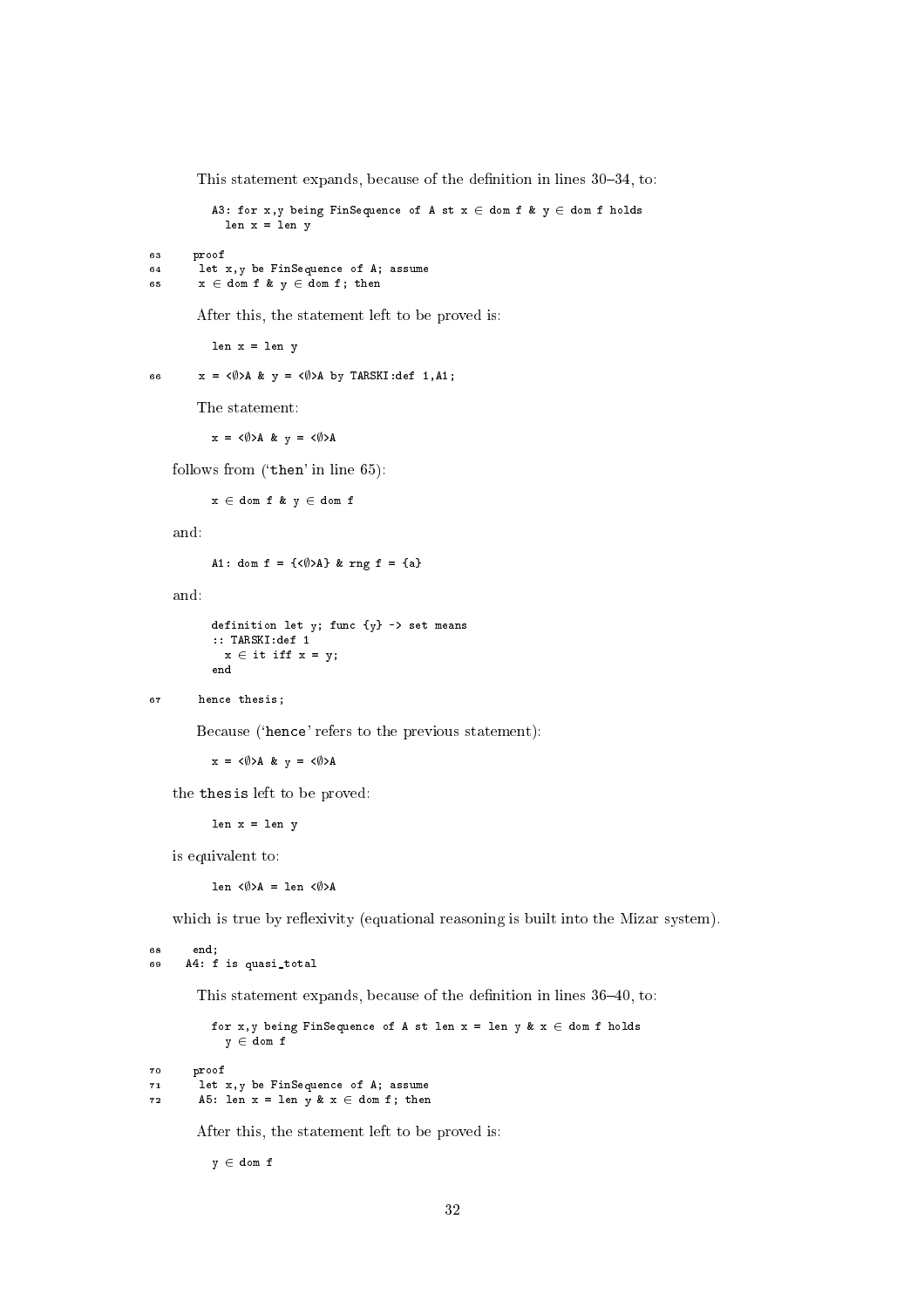This statement expands, because of the definition in lines 30–34, to:

```
A3: for x,y being FinSequence of A st x ∈ dom f & y ∈ dom f holds
  len x = len y
```

```
63    proof
64     let x,y be FinSequence of A; assume
65     x ∈ dom f & y ∈ dom f; then
```

After this, the statement left to be proved is:

```
len x = len y
```

```
66     x = <∅>A & y = <∅>A by TARSKI:def 1,A1;
```

The statement:

```
x = <∅>A & y = <∅>A
```

follows from ('then' in line 65):

```
x ∈ dom f & y ∈ dom f
```

and:

```
A1: dom f = {<∅>A} & rng f = {a}
```

and:

```
definition let y; func {y} -> set means
:: TARSKI:def 1
  x ∈ it iff x = y;
end
```

```
67     hence thesis;
```

Because ('hence' refers to the previous statement):

```
x = <∅>A & y = <∅>A
```

the thesis left to be proved:

```
len x = len y
```

is equivalent to:

```
len <∅>A = len <∅>A
```

which is true by reflexivity (equational reasoning is built into the Mizar system).

```
68    end;
69   A4: f is quasi_total
```

This statement expands, because of the definition in lines 36–40, to:

```
for x,y being FinSequence of A st len x = len y & x ∈ dom f holds
  y ∈ dom f
```

```
70    proof
71     let x,y be FinSequence of A; assume
72     A5: len x = len y & x ∈ dom f; then
```

After this, the statement left to be proved is:

```
y ∈ dom f
```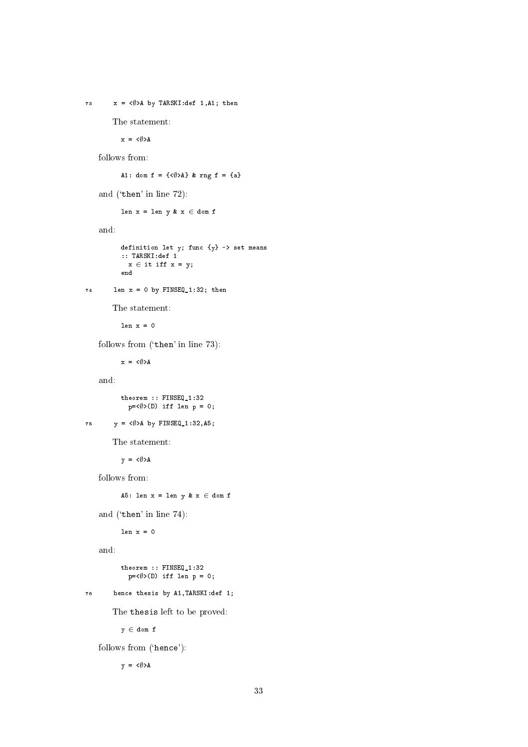```
73      x = <∅>A by TARSKI:def 1,A1; then
```

The statement:

```
x = <∅>A
```

follows from:

```
A1: dom f = {<∅>A} & rng f = {a}
```

and ('then' in line 72):

```
len x = len y & x ∈ dom f
```

and:

```
definition let y; func {y} -> set means
:: TARSKI:def 1
  x ∈ it iff x = y;
end
```

```
74      len x = 0 by FINSEQ_1:32; then
```

The statement:

```
len x = 0
```

follows from ('then' in line 73):

```
x = <∅>A
```

and:

```
theorem :: FINSEQ_1:32
  p=<∅>(D) iff len p = 0;
```

```
75      y = <∅>A by FINSEQ_1:32,A5;
```

The statement:

```
y = <∅>A
```

follows from:

```
A5: len x = len y & x ∈ dom f
```

and ('then' in line 74):

```
len x = 0
```

and:

```
theorem :: FINSEQ_1:32
  p=<∅>(D) iff len p = 0;
```

```
76      hence thesis by A1,TARSKI:def 1;
```

The thesis left to be proved:

```
y ∈ dom f
```

follows from ('hence'):

```
y = <∅>A
```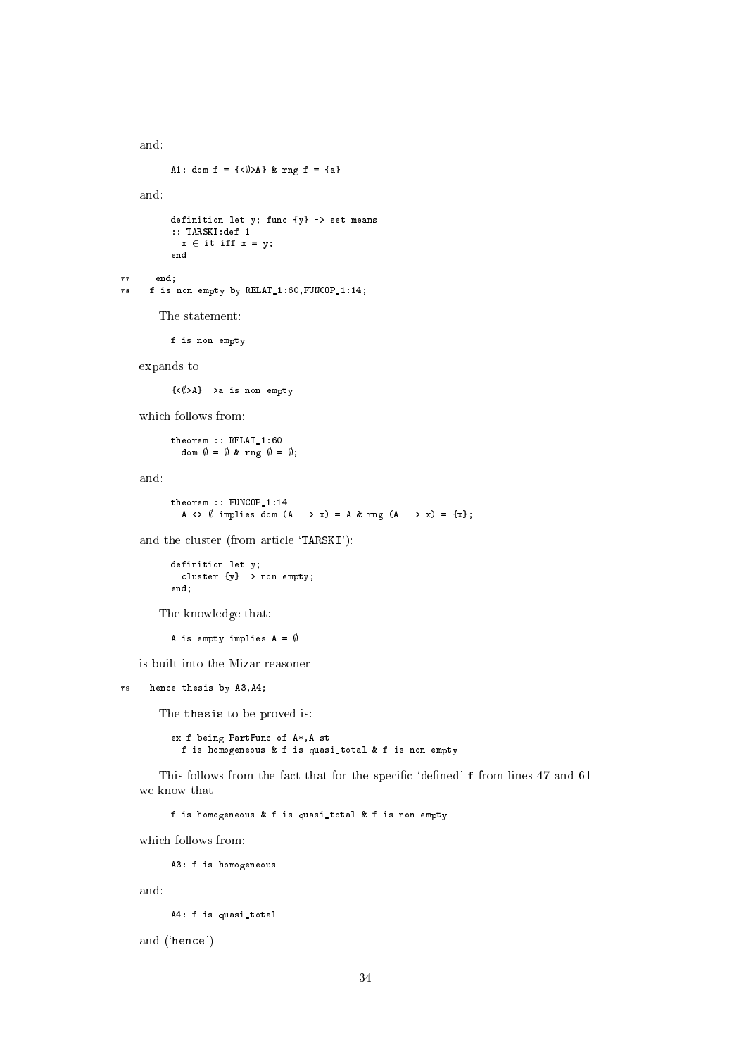and:

```
A1: dom f = {<∅>A} & rng f = {a}
```

and:

```
definition let y; func {y} -> set means
:: TARSKI:def 1
  x ∈ it iff x = y;
end
```

```
77    end;
78  f is non empty by RELAT_1:60,FUNCOP_1:14;
```

The statement:

```
f is non empty
```

expands to:

```
{<∅>A}-->a is non empty
```

which follows from:

```
theorem :: RELAT_1:60
  dom ∅ = ∅ & rng ∅ = ∅;
```

and:

```
theorem :: FUNCOP_1:14
  A <> ∅ implies dom (A --> x) = A & rng (A --> x) = {x};
```

and the cluster (from article 'TARSKI'):

```
definition let y;
  cluster {y} -> non empty;
end;
```

The knowledge that:

```
A is empty implies A = ∅
```

is built into the Mizar reasoner.

```
79  hence thesis by A3,A4;
```

The `thesis` to be proved is:

```
ex f being PartFunc of A*,A st
  f is homogeneous & f is quasi_total & f is non empty
```

This follows from the fact that for the specific 'defined' `f` from lines 47 and 61 we know that:

```
f is homogeneous & f is quasi_total & f is non empty
```

which follows from:

```
A3: f is homogeneous
```

and:

```
A4: f is quasi_total
```

and ('`hence`'):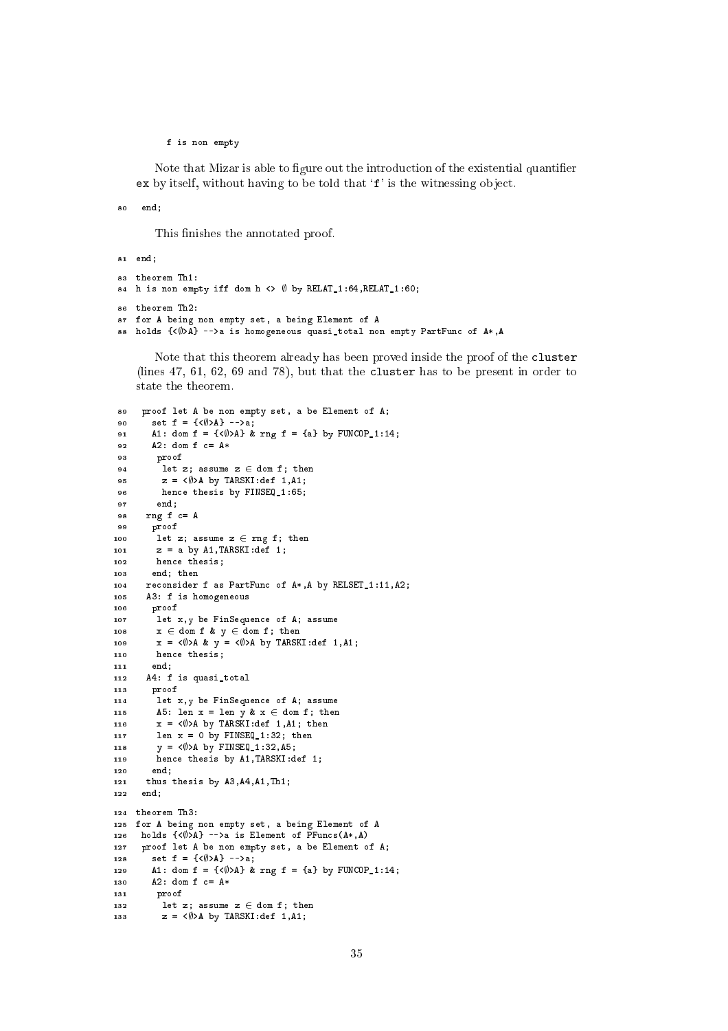```
      f is non empty
```

Note that Mizar is able to figure out the introduction of the existential quantifier `ex` by itself, without having to be told that '`f`' is the witnessing object.

```
80   end;
```

This finishes the annotated proof.

```
81  end;

83  theorem Th1:
84  h is non empty iff dom h <> ∅ by RELAT_1:64,RELAT_1:60;

86  theorem Th2:
87  for A being non empty set, a being Element of A
88  holds {<∅>A} -->a is homogeneous quasi_total non empty PartFunc of A*,A
```

Note that this theorem already has been proved inside the proof of the `cluster` (lines 47, 61, 62, 69 and 78), but that the `cluster` has to be present in order to state the theorem.

```
89   proof let A be non empty set, a be Element of A;
90     set f = {<∅>A} -->a;
91     A1: dom f = {<∅>A} & rng f = {a} by FUNCOP_1:14;
92     A2: dom f c= A*
93      proof
94       let z; assume z ∈ dom f; then
95       z = <∅>A by TARSKI:def 1,A1;
96       hence thesis by FINSEQ_1:65;
97      end;
98    rng f c= A
99     proof
100     let z; assume z ∈ rng f; then
101     z = a by A1,TARSKI:def 1;
102     hence thesis;
103    end; then
104   reconsider f as PartFunc of A*,A by RELSET_1:11,A2;
105   A3: f is homogeneous
106    proof
107     let x,y be FinSequence of A; assume
108     x ∈ dom f & y ∈ dom f; then
109     x = <∅>A & y = <∅>A by TARSKI:def 1,A1;
110     hence thesis;
111    end;
112   A4: f is quasi_total
113    proof
114     let x,y be FinSequence of A; assume
115     A5: len x = len y & x ∈ dom f; then
116     x = <∅>A by TARSKI:def 1,A1; then
117     len x = 0 by FINSEQ_1:32; then
118     y = <∅>A by FINSEQ_1:32,A5;
119     hence thesis by A1,TARSKI:def 1;
120    end;
121   thus thesis by A3,A4,A1,Th1;
122  end;

124 theorem Th3:
125 for A being non empty set, a being Element of A
126  holds {<∅>A} -->a is Element of PFuncs(A*,A)
127  proof let A be non empty set, a be Element of A;
128    set f = {<∅>A} -->a;
129    A1: dom f = {<∅>A} & rng f = {a} by FUNCOP_1:14;
130    A2: dom f c= A*
131     proof
132      let z; assume z ∈ dom f; then
133      z = <∅>A by TARSKI:def 1,A1;
```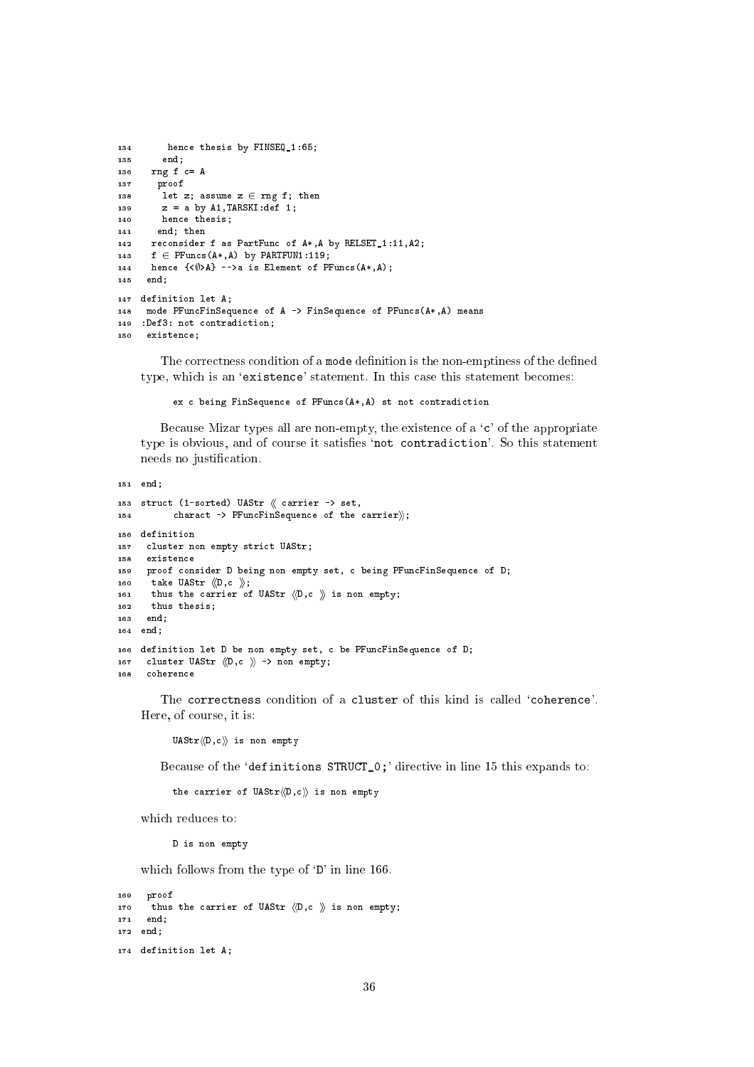```
134       hence thesis by FINSEQ_1:65;
135      end;
136    rng f c= A
137     proof
138      let z; assume z ∈ rng f; then
139      z = a by A1,TARSKI:def 1;
140      hence thesis;
141     end; then
142    reconsider f as PartFunc of A*,A by RELSET_1:11,A2;
143    f ∈ PFuncs(A*,A) by PARTFUN1:119;
144    hence {<∅>A} -->a is Element of PFuncs(A*,A);
145   end;

147  definition let A;
148   mode PFuncFinSequence of A -> FinSequence of PFuncs(A*,A) means
149  :Def3: not contradiction;
150   existence;
```

The correctness condition of a mode definition is the non-emptiness of the defined type, which is an 'existence' statement. In this case this statement becomes:

```
ex c being FinSequence of PFuncs(A*,A) st not contradiction
```

Because Mizar types all are non-empty, the existence of a 'c' of the appropriate type is obvious, and of course it satisfies 'not contradiction'. So this statement needs no justification.

```
151  end;

153  struct (1-sorted) UAStr ≪ carrier -> set,
154        charact -> PFuncFinSequence of the carrier≫;

156  definition
157   cluster non empty strict UAStr;
158   existence
159   proof consider D being non empty set, c being PFuncFinSequence of D;
160    take UAStr ≪D,c ≫;
161    thus the carrier of UAStr ≪D,c ≫ is non empty;
162    thus thesis;
163   end;
164  end;

166  definition let D be non empty set, c be PFuncFinSequence of D;
167   cluster UAStr ≪D,c ≫ -> non empty;
168   coherence
```

The correctness condition of a cluster of this kind is called 'coherence'. Here, of course, it is:

```
UAStr≪D,c≫ is non empty
```

Because of the 'definitions STRUCT_0;' directive in line 15 this expands to:

```
the carrier of UAStr≪D,c≫ is non empty
```

which reduces to:

```
D is non empty
```

which follows from the type of 'D' in line 166.

```
169   proof
170    thus the carrier of UAStr ≪D,c ≫ is non empty;
171   end;
172  end;

174  definition let A;
```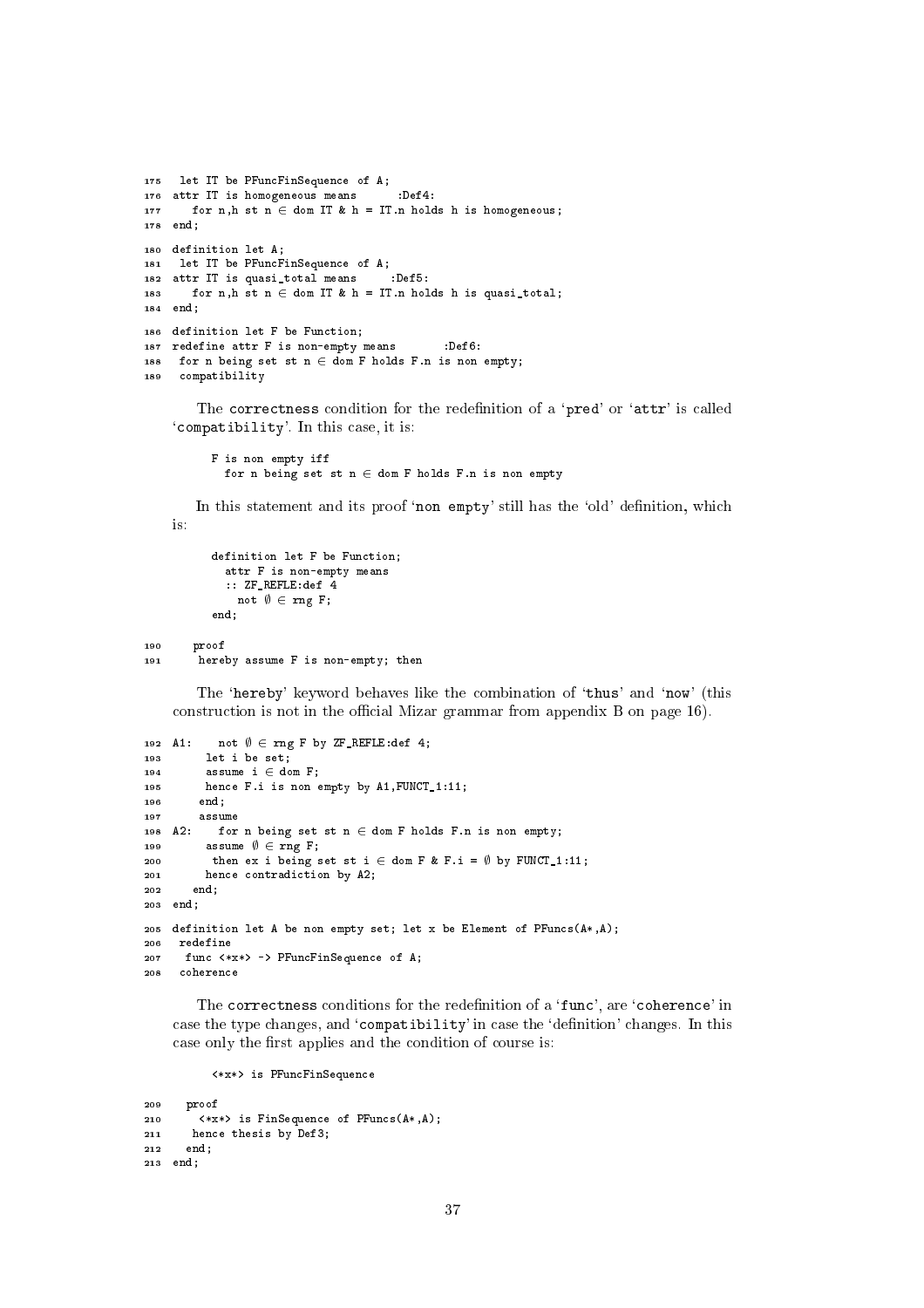```
175  let IT be PFuncFinSequence of A;
176 attr IT is homogeneous means      :Def4:
177    for n,h st n ∈ dom IT & h = IT.n holds h is homogeneous;
178 end;

180 definition let A;
181  let IT be PFuncFinSequence of A;
182 attr IT is quasi_total means     :Def5:
183    for n,h st n ∈ dom IT & h = IT.n holds h is quasi_total;
184 end;

186 definition let F be Function;
187 redefine attr F is non-empty means       :Def6:
188  for n being set st n ∈ dom F holds F.n is non empty;
189  compatibility
```

The `correctness` condition for the redefinition of a '`pred`' or '`attr`' is called '`compatibility`'. In this case, it is:

```
F is non empty iff
  for n being set st n ∈ dom F holds F.n is non empty
```

In this statement and its proof '`non empty`' still has the 'old' definition, which is:

```
definition let F be Function;
  attr F is non-empty means
  :: ZF_REFLE:def 4
    not ∅ ∈ rng F;
end;
```

```
190    proof
191     hereby assume F is non-empty; then
```

The '`hereby`' keyword behaves like the combination of '`thus`' and '`now`' (this construction is not in the official Mizar grammar from appendix B on page 16).

```
192 A1:    not ∅ ∈ rng F by ZF_REFLE:def 4;
193      let i be set;
194      assume i ∈ dom F;
195      hence F.i is non empty by A1,FUNCT_1:11;
196     end;
197     assume
198 A2:    for n being set st n ∈ dom F holds F.n is non empty;
199      assume ∅ ∈ rng F;
200       then ex i being set st i ∈ dom F & F.i = ∅ by FUNCT_1:11;
201      hence contradiction by A2;
202    end;
203 end;

205 definition let A be non empty set; let x be Element of PFuncs(A*,A);
206  redefine
207   func <*x*> -> PFuncFinSequence of A;
208  coherence
```

The `correctness` conditions for the redefinition of a '`func`', are '`coherence`' in case the type changes, and '`compatibility`' in case the 'definition' changes. In this case only the first applies and the condition of course is:

```
<*x*> is PFuncFinSequence
```

```
209   proof
210     <*x*> is FinSequence of PFuncs(A*,A);
211    hence thesis by Def3;
212   end;
213 end;
```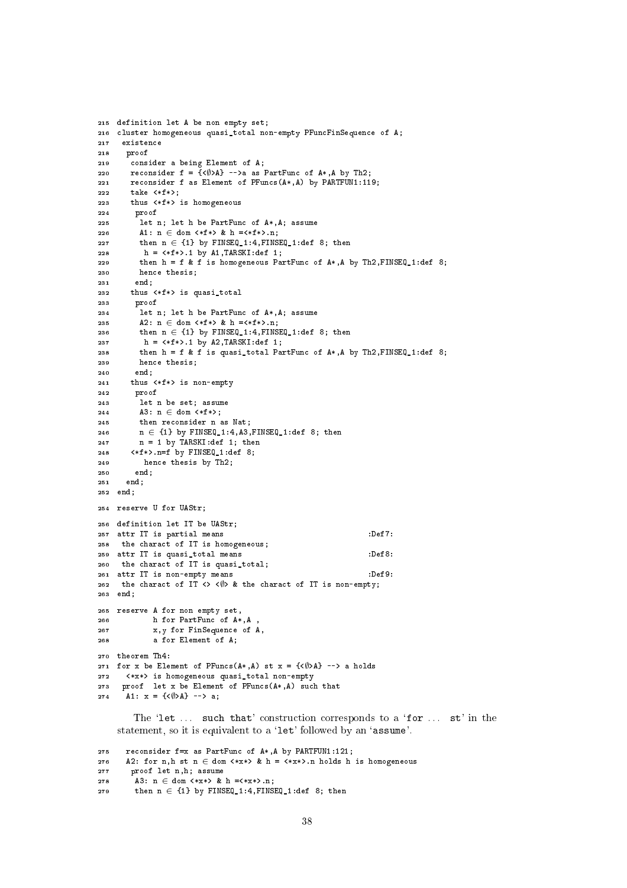```
215 definition let A be non empty set;
216 cluster homogeneous quasi_total non-empty PFuncFinSequence of A;
217  existence
218   proof
219    consider a being Element of A;
220    reconsider f = {<∅>A} -->a as PartFunc of A*,A by Th2;
221    reconsider f as Element of PFuncs(A*,A) by PARTFUN1:119;
222    take <*f*>;
223    thus <*f*> is homogeneous
224     proof
225      let n; let h be PartFunc of A*,A; assume
226      A1: n ∈ dom <*f*> & h =<*f*>.n;
227      then n ∈ {1} by FINSEQ_1:4,FINSEQ_1:def 8; then
228       h = <*f*>.1 by A1,TARSKI:def 1;
229      then h = f & f is homogeneous PartFunc of A*,A by Th2,FINSEQ_1:def 8;
230      hence thesis;
231     end;
232    thus <*f*> is quasi_total
233     proof
234      let n; let h be PartFunc of A*,A; assume
235      A2: n ∈ dom <*f*> & h =<*f*>.n;
236      then n ∈ {1} by FINSEQ_1:4,FINSEQ_1:def 8; then
237       h = <*f*>.1 by A2,TARSKI:def 1;
238      then h = f & f is quasi_total PartFunc of A*,A by Th2,FINSEQ_1:def 8;
239      hence thesis;
240     end;
241    thus <*f*> is non-empty
242     proof
243      let n be set; assume
244      A3: n ∈ dom <*f*>;
245      then reconsider n as Nat;
246      n ∈ {1} by FINSEQ_1:4,A3,FINSEQ_1:def 8; then
247      n = 1 by TARSKI:def 1; then
248    <*f*>.n=f by FINSEQ_1:def 8;
249       hence thesis by Th2;
250     end;
251   end;
252 end;

254 reserve U for UAStr;

256 definition let IT be UAStr;
257 attr IT is partial means                                  :Def7:
258  the charact of IT is homogeneous;
259 attr IT is quasi_total means                              :Def8:
260  the charact of IT is quasi_total;
261 attr IT is non-empty means                                :Def9:
262  the charact of IT <> <∅> & the charact of IT is non-empty;
263 end;

265 reserve A for non empty set,
266         h for PartFunc of A*,A ,
267         x,y for FinSequence of A,
268         a for Element of A;

270 theorem Th4:
271 for x be Element of PFuncs(A*,A) st x = {<∅>A} --> a holds
272   <*x*> is homogeneous quasi_total non-empty
273  proof  let x be Element of PFuncs(A*,A) such that
274   A1: x = {<∅>A} --> a;
```

The '`let` ... `such that`' construction corresponds to a '`for` ... `st`' in the statement, so it is equivalent to a '`let`' followed by an '`assume`'.

```
275   reconsider f=x as PartFunc of A*,A by PARTFUN1:121;
276   A2: for n,h st n ∈ dom <*x*> & h = <*x*>.n holds h is homogeneous
277    proof let n,h; assume
278     A3: n ∈ dom <*x*> & h =<*x*>.n;
279     then n ∈ {1} by FINSEQ_1:4,FINSEQ_1:def 8; then
```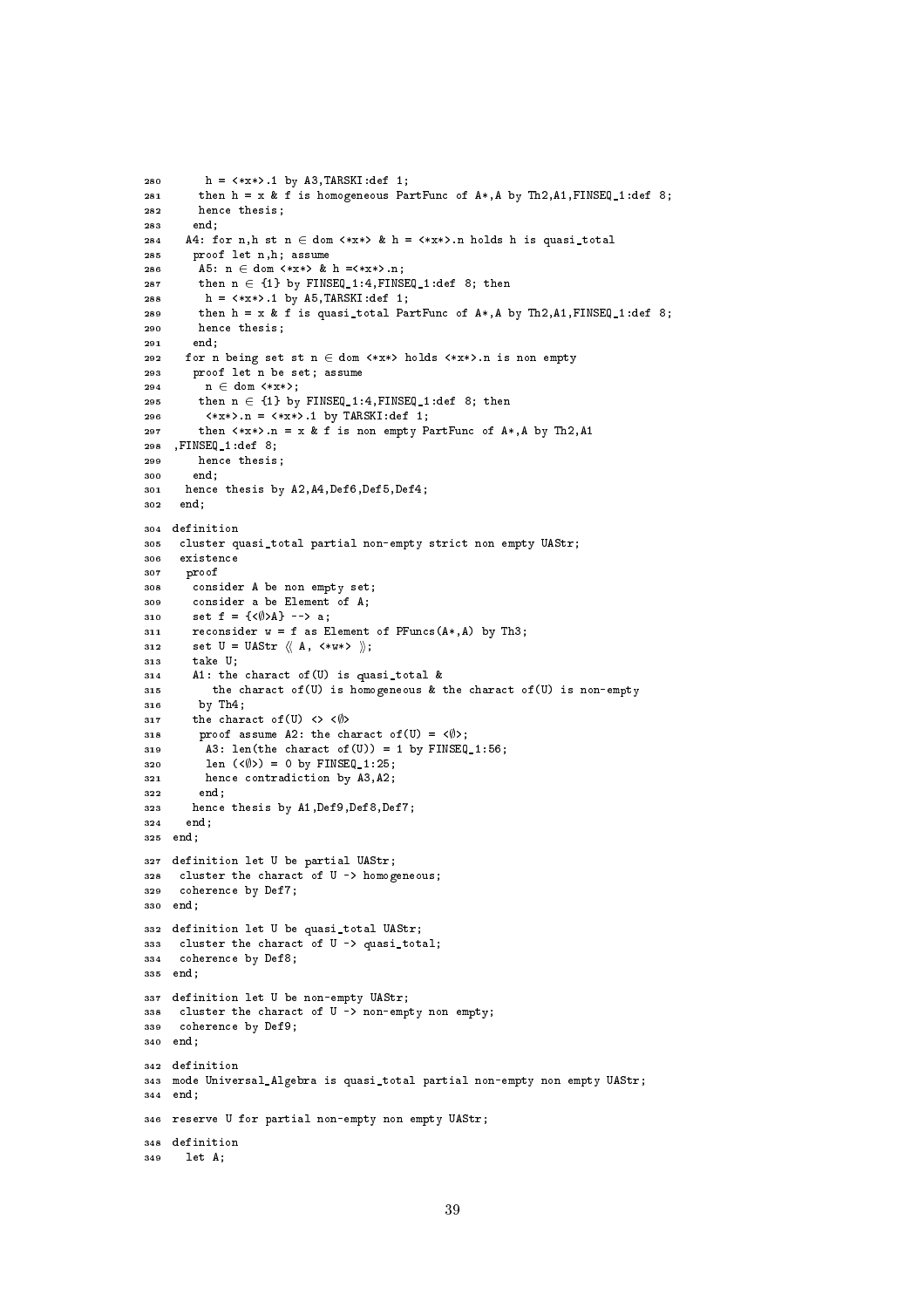```
280       h = <*x*>.1 by A3,TARSKI:def 1;
281      then h = x & f is homogeneous PartFunc of A*,A by Th2,A1,FINSEQ_1:def 8;
282      hence thesis;
283     end;
284   A4: for n,h st n ∈ dom <*x*> & h = <*x*>.n holds h is quasi_total
285    proof let n,h; assume
286     A5: n ∈ dom <*x*> & h =<*x*>.n;
287      then n ∈ {1} by FINSEQ_1:4,FINSEQ_1:def 8; then
288       h = <*x*>.1 by A5,TARSKI:def 1;
289      then h = x & f is quasi_total PartFunc of A*,A by Th2,A1,FINSEQ_1:def 8;
290      hence thesis;
291     end;
292   for n being set st n ∈ dom <*x*> holds <*x*>.n is non empty
293    proof let n be set; assume
294      n ∈ dom <*x*>;
295     then n ∈ {1} by FINSEQ_1:4,FINSEQ_1:def 8; then
296      <*x*>.n = <*x*>.1 by TARSKI:def 1;
297     then <*x*>.n = x & f is non empty PartFunc of A*,A by Th2,A1
298 ,FINSEQ_1:def 8;
299      hence thesis;
300     end;
301   hence thesis by A2,A4,Def6,Def5,Def4;
302  end;

304 definition
305  cluster quasi_total partial non-empty strict non empty UAStr;
306  existence
307   proof
308    consider A be non empty set;
309    consider a be Element of A;
310    set f = {<∅>A} --> a;
311    reconsider w = f as Element of PFuncs(A*,A) by Th3;
312    set U = UAStr 《 A, <*w*> 》;
313    take U;
314    A1: the charact of(U) is quasi_total &
315       the charact of(U) is homogeneous & the charact of(U) is non-empty
316     by Th4;
317    the charact of(U) <> <∅>
318     proof assume A2: the charact of(U) = <∅>;
319      A3: len(the charact of(U)) = 1 by FINSEQ_1:56;
320      len (<∅>) = 0 by FINSEQ_1:25;
321      hence contradiction by A3,A2;
322     end;
323    hence thesis by A1,Def9,Def8,Def7;
324   end;
325 end;

327 definition let U be partial UAStr;
328  cluster the charact of U -> homogeneous;
329  coherence by Def7;
330 end;

332 definition let U be quasi_total UAStr;
333  cluster the charact of U -> quasi_total;
334  coherence by Def8;
335 end;

337 definition let U be non-empty UAStr;
338  cluster the charact of U -> non-empty non empty;
339  coherence by Def9;
340 end;

342 definition
343 mode Universal_Algebra is quasi_total partial non-empty non empty UAStr;
344 end;

346 reserve U for partial non-empty non empty UAStr;

348 definition
349   let A;
```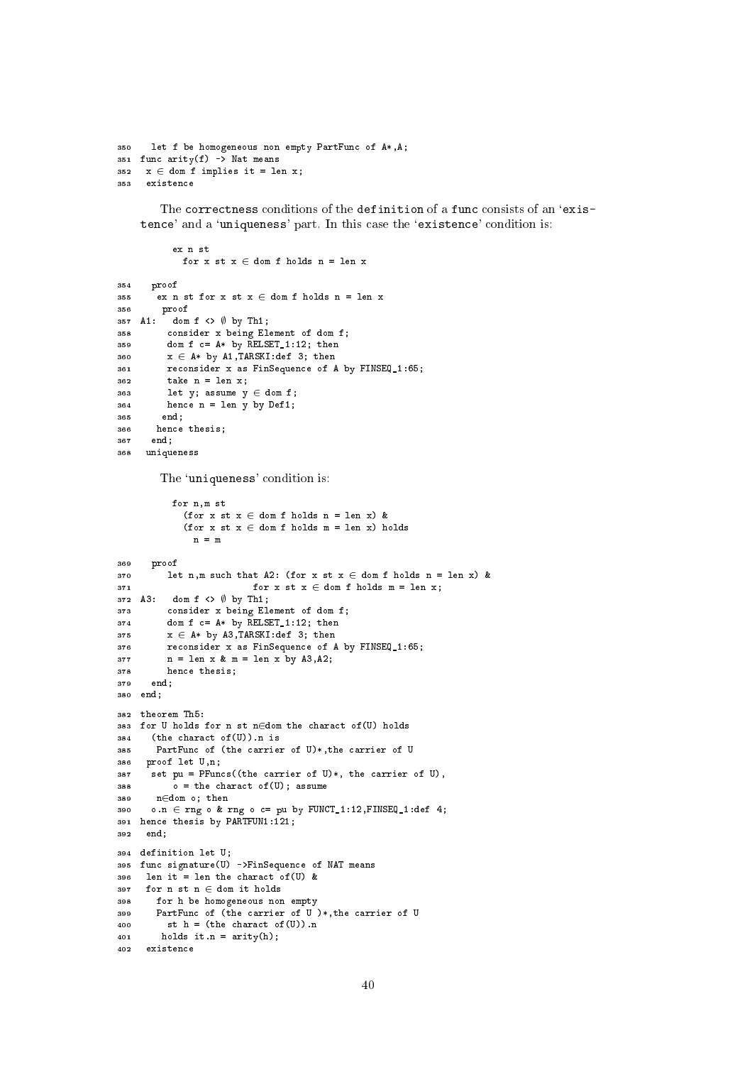```
350   let f be homogeneous non empty PartFunc of A*,A;
351 func arity(f) -> Nat means
352  x ∈ dom f implies it = len x;
353  existence
```

The correctness conditions of the definition of a func consists of an 'existence' and a 'uniqueness' part. In this case the 'existence' condition is:

```
      ex n st
        for x st x ∈ dom f holds n = len x
```

```
354   proof
355    ex n st for x st x ∈ dom f holds n = len x
356     proof
357 A1:   dom f <> ∅ by Th1;
358      consider x being Element of dom f;
359      dom f c= A* by RELSET_1:12; then
360      x ∈ A* by A1,TARSKI:def 3; then
361      reconsider x as FinSequence of A by FINSEQ_1:65;
362      take n = len x;
363      let y; assume y ∈ dom f;
364      hence n = len y by Def1;
365     end;
366    hence thesis;
367   end;
368  uniqueness
```

The 'uniqueness' condition is:

```
      for n,m st
        (for x st x ∈ dom f holds n = len x) &
        (for x st x ∈ dom f holds m = len x) holds
          n = m
```

```
369   proof
370      let n,m such that A2: (for x st x ∈ dom f holds n = len x) &
371                    for x st x ∈ dom f holds m = len x;
372 A3:   dom f <> ∅ by Th1;
373      consider x being Element of dom f;
374      dom f c= A* by RELSET_1:12; then
375      x ∈ A* by A3,TARSKI:def 3; then
376      reconsider x as FinSequence of A by FINSEQ_1:65;
377      n = len x & m = len x by A3,A2;
378      hence thesis;
379   end;
380 end;

382 theorem Th5:
383 for U holds for n st n∈dom the charact of(U) holds
384   (the charact of(U)).n is
385    PartFunc of (the carrier of U)*,the carrier of U
386  proof let U,n;
387   set pu = PFuncs((the carrier of U)*, the carrier of U),
388       o = the charact of(U); assume
389    n∈dom o; then
390   o.n ∈ rng o & rng o c= pu by FUNCT_1:12,FINSEQ_1:def 4;
391 hence thesis by PARTFUN1:121;
392  end;

394 definition let U;
395 func signature(U) ->FinSequence of NAT means
396  len it = len the charact of(U) &
397  for n st n ∈ dom it holds
398    for h be homogeneous non empty
399    PartFunc of (the carrier of U )*,the carrier of U
400      st h = (the charact of(U)).n
401     holds it.n = arity(h);
402  existence
```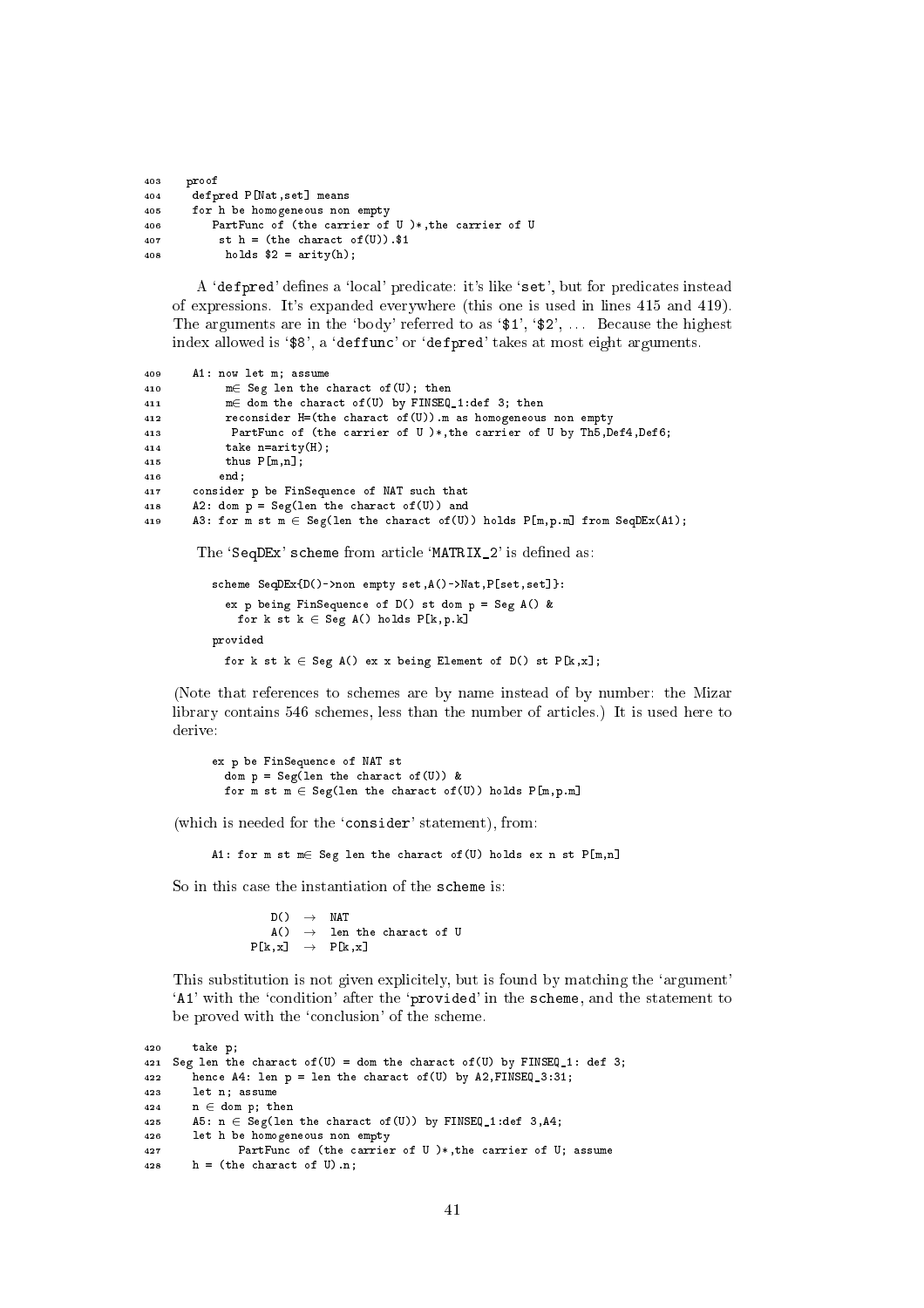```
403   proof
404    defpred P[Nat,set] means
405    for h be homogeneous non empty
406       PartFunc of (the carrier of U )*,the carrier of U
407        st h = (the charact of(U)).$1
408         holds $2 = arity(h);
```

A '`defpred`' defines a 'local' predicate: it's like '`set`', but for predicates instead of expressions. It's expanded everywhere (this one is used in lines 415 and 419). The arguments are in the 'body' referred to as '`$1`', '`$2`', ... Because the highest index allowed is '`$8`', a '`deffunc`' or '`defpred`' takes at most eight arguments.

```
409    A1: now let m; assume
410         m∈ Seg len the charact of(U); then
411         m∈ dom the charact of(U) by FINSEQ_1:def 3; then
412         reconsider H=(the charact of(U)).m as homogeneous non empty
413          PartFunc of (the carrier of U )*,the carrier of U by Th5,Def4,Def6;
414         take n=arity(H);
415         thus P[m,n];
416        end;
417    consider p be FinSequence of NAT such that
418    A2: dom p = Seg(len the charact of(U)) and
419    A3: for m st m ∈ Seg(len the charact of(U)) holds P[m,p.m] from SeqDEx(A1);
```

The '`SeqDEx`' scheme from article '`MATRIX_2`' is defined as:

```
scheme SeqDEx{D()->non empty set,A()->Nat,P[set,set]}:
  ex p being FinSequence of D() st dom p = Seg A() &
    for k st k ∈ Seg A() holds P[k,p.k]
provided
  for k st k ∈ Seg A() ex x being Element of D() st P[k,x];
```

(Note that references to schemes are by name instead of by number: the Mizar library contains 546 schemes, less than the number of articles.) It is used here to derive:

```
ex p be FinSequence of NAT st
  dom p = Seg(len the charact of(U)) &
  for m st m ∈ Seg(len the charact of(U)) holds P[m,p.m]
```

(which is needed for the '`consider`' statement), from:

```
A1: for m st m∈ Seg len the charact of(U) holds ex n st P[m,n]
```

So in this case the instantiation of the `scheme` is:

```
   D()  →  NAT
   A()  →  len the charact of U
 P[k,x] →  P[k,x]
```

This substitution is not given explicitely, but is found by matching the 'argument' '`A1`' with the 'condition' after the '`provided`' in the `scheme`, and the statement to be proved with the 'conclusion' of the scheme.

```
420    take p;
421 Seg len the charact of(U) = dom the charact of(U) by FINSEQ_1: def 3;
422    hence A4: len p = len the charact of(U) by A2,FINSEQ_3:31;
423    let n; assume
424    n ∈ dom p; then
425    A5: n ∈ Seg(len the charact of(U)) by FINSEQ_1:def 3,A4;
426    let h be homogeneous non empty
427          PartFunc of (the carrier of U )*,the carrier of U; assume
428    h = (the charact of U).n;
```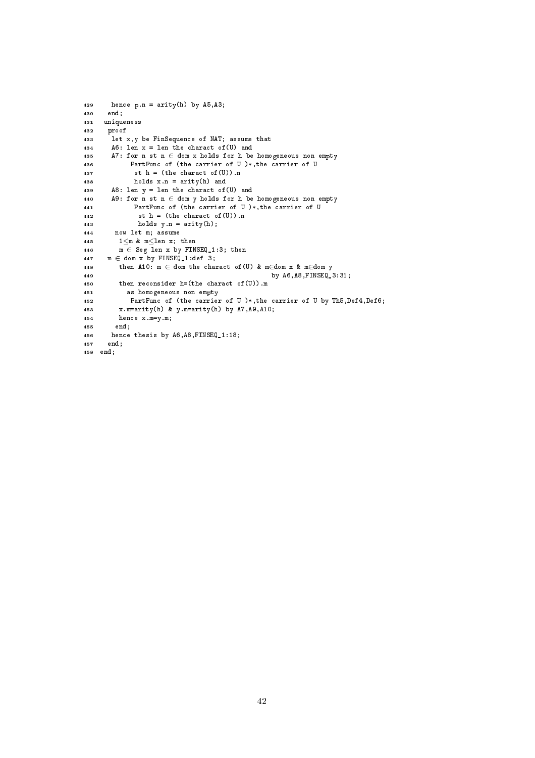```
429     hence p.n = arity(h) by A5,A3;
430    end;
431  uniqueness
432   proof
433    let x,y be FinSequence of NAT; assume that
434    A6: len x = len the charact of(U) and
435    A7: for n st n ∈ dom x holds for h be homogeneous non empty
436          PartFunc of (the carrier of U )*,the carrier of U
437           st h = (the charact of(U)).n
438           holds x.n = arity(h) and
439    A8: len y = len the charact of(U) and
440    A9: for n st n ∈ dom y holds for h be homogeneous non empty
441           PartFunc of (the carrier of U )*,the carrier of U
442            st h = (the charact of(U)).n
443            holds y.n = arity(h);
444     now let m; assume
445      1≤m & m≤len x; then
446      m ∈ Seg len x by FINSEQ_1:3; then
447   m ∈ dom x by FINSEQ_1:def 3;
448      then A10: m ∈ dom the charact of(U) & m∈dom x & m∈dom y
449                                              by A6,A8,FINSEQ_3:31;
450      then reconsider h=(the charact of(U)).m
451        as homogeneous non empty
452         PartFunc of (the carrier of U )*,the carrier of U by Th5,Def4,Def6;
453      x.m=arity(h) & y.m=arity(h) by A7,A9,A10;
454      hence x.m=y.m;
455     end;
456    hence thesis by A6,A8,FINSEQ_1:18;
457   end;
458 end;
```